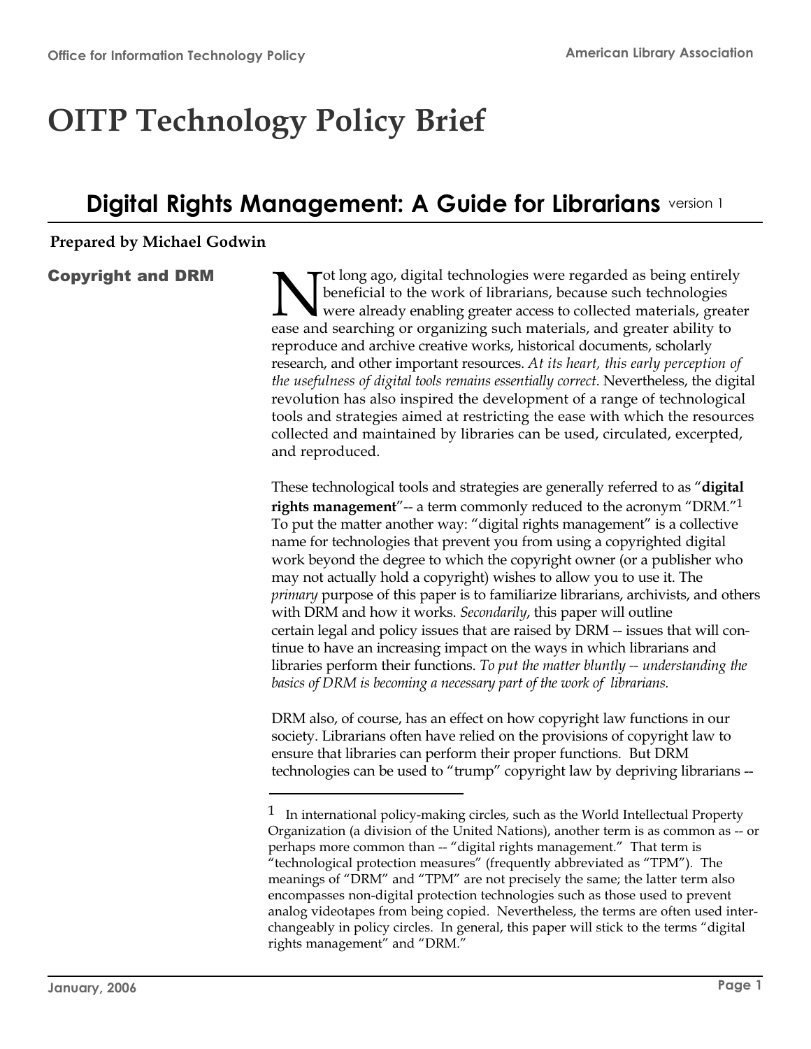# OITP Technology Policy Brief

## Digital Rights Management: A Guide for Librarians version 1

**Prepared by Michael Godwin**

### Copyright and DRM

Not long ago, digital technologies were regarded as being entirely beneficial to the work of librarians, because such technologies were already enabling greater access to collected materials, greater ease and searching or organizing such materials, and greater ability to reproduce and archive creative works, historical documents, scholarly research, and other important resources. *At its heart, this early perception of the usefulness of digital tools remains essentially correct*. Nevertheless, the digital revolution has also inspired the development of a range of technological tools and strategies aimed at restricting the ease with which the resources collected and maintained by libraries can be used, circulated, excerpted, and reproduced.

These technological tools and strategies are generally referred to as "**digital rights management**"-- a term commonly reduced to the acronym "DRM."[1] To put the matter another way: "digital rights management" is a collective name for technologies that prevent you from using a copyrighted digital work beyond the degree to which the copyright owner (or a publisher who may not actually hold a copyright) wishes to allow you to use it. The *primary* purpose of this paper is to familiarize librarians, archivists, and others with DRM and how it works. *Secondarily*, this paper will outline certain legal and policy issues that are raised by DRM -- issues that will continue to have an increasing impact on the ways in which librarians and libraries perform their functions. *To put the matter bluntly -- understanding the basics of DRM is becoming a necessary part of the work of librarians.*

DRM also, of course, has an effect on how copyright law functions in our society. Librarians often have relied on the provisions of copyright law to ensure that libraries can perform their proper functions. But DRM technologies can be used to "trump" copyright law by depriving librarians --

---

[1] In international policy-making circles, such as the World Intellectual Property Organization (a division of the United Nations), another term is as common as -- or perhaps more common than -- "digital rights management." That term is "technological protection measures" (frequently abbreviated as "TPM"). The meanings of "DRM" and "TPM" are not precisely the same; the latter term also encompasses non-digital protection technologies such as those used to prevent analog videotapes from being copied. Nevertheless, the terms are often used interchangeably in policy circles. In general, this paper will stick to the terms "digital rights management" and "DRM."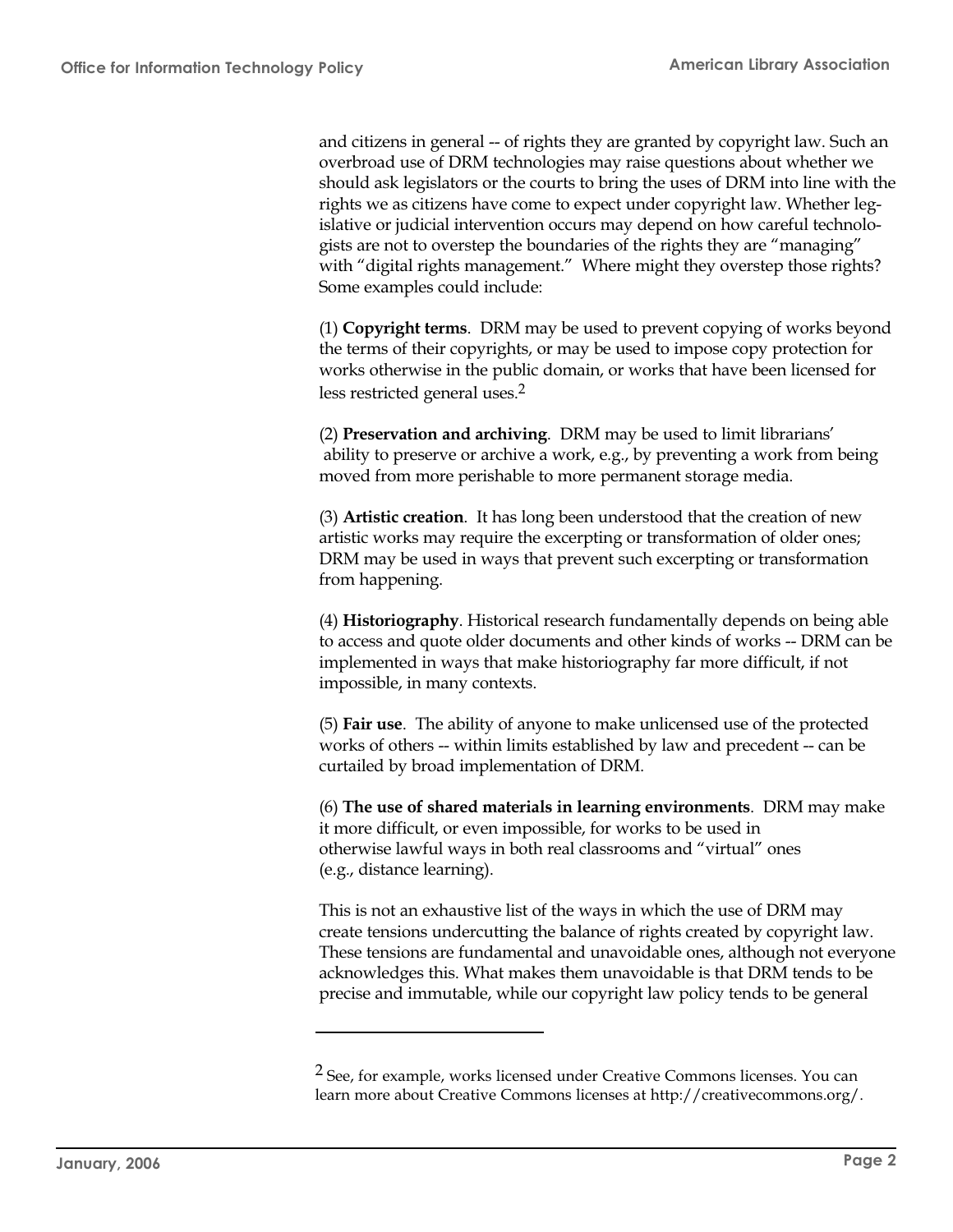and citizens in general -- of rights they are granted by copyright law. Such an overbroad use of DRM technologies may raise questions about whether we should ask legislators or the courts to bring the uses of DRM into line with the rights we as citizens have come to expect under copyright law. Whether legislative or judicial intervention occurs may depend on how careful technologists are not to overstep the boundaries of the rights they are "managing" with "digital rights management." Where might they overstep those rights? Some examples could include:

(1) **Copyright terms**. DRM may be used to prevent copying of works beyond the terms of their copyrights, or may be used to impose copy protection for works otherwise in the public domain, or works that have been licensed for less restricted general uses.[2]

(2) **Preservation and archiving**. DRM may be used to limit librarians' ability to preserve or archive a work, e.g., by preventing a work from being moved from more perishable to more permanent storage media.

(3) **Artistic creation**. It has long been understood that the creation of new artistic works may require the excerpting or transformation of older ones; DRM may be used in ways that prevent such excerpting or transformation from happening.

(4) **Historiography**. Historical research fundamentally depends on being able to access and quote older documents and other kinds of works -- DRM can be implemented in ways that make historiography far more difficult, if not impossible, in many contexts.

(5) **Fair use**. The ability of anyone to make unlicensed use of the protected works of others -- within limits established by law and precedent -- can be curtailed by broad implementation of DRM.

(6) **The use of shared materials in learning environments**. DRM may make it more difficult, or even impossible, for works to be used in otherwise lawful ways in both real classrooms and "virtual" ones (e.g., distance learning).

This is not an exhaustive list of the ways in which the use of DRM may create tensions undercutting the balance of rights created by copyright law. These tensions are fundamental and unavoidable ones, although not everyone acknowledges this. What makes them unavoidable is that DRM tends to be precise and immutable, while our copyright law policy tends to be general

---

[2] See, for example, works licensed under Creative Commons licenses. You can learn more about Creative Commons licenses at http://creativecommons.org/.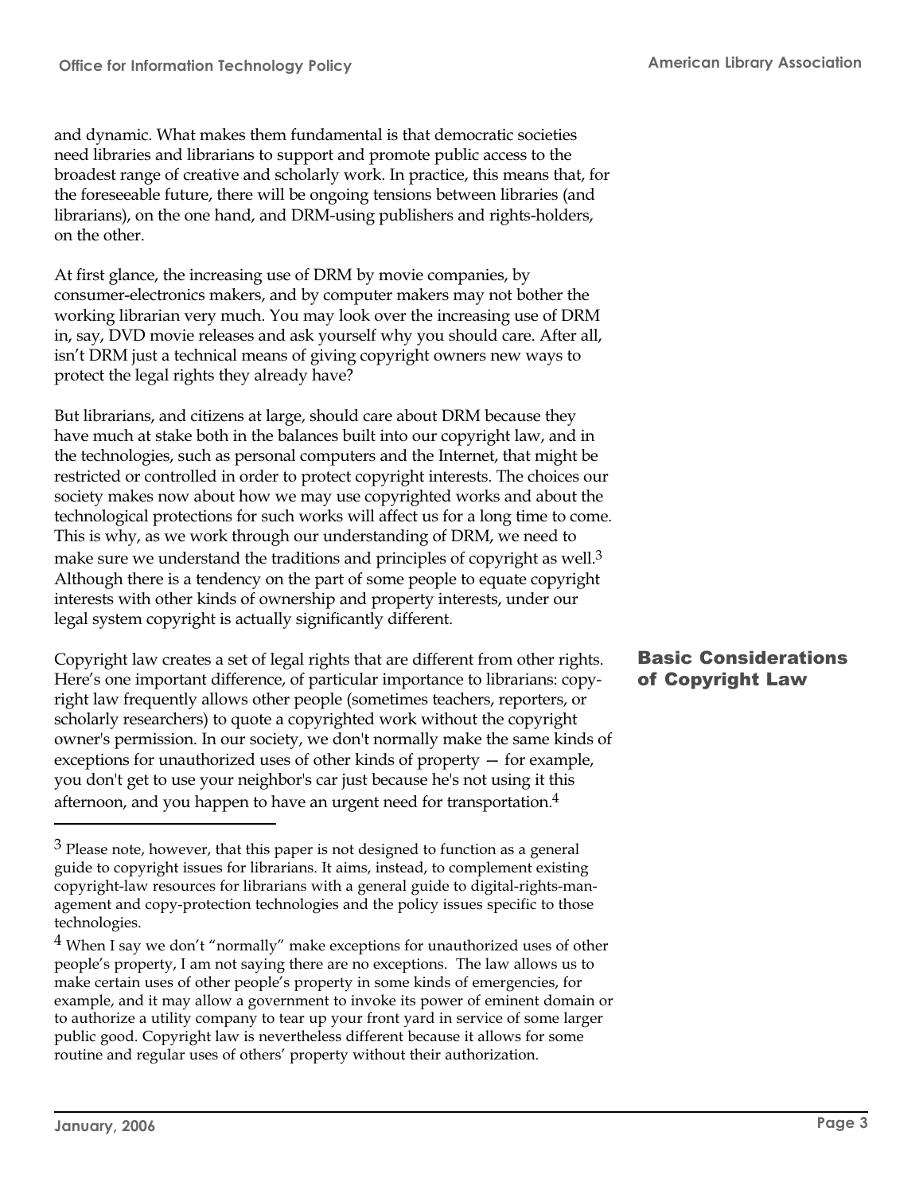and dynamic. What makes them fundamental is that democratic societies need libraries and librarians to support and promote public access to the broadest range of creative and scholarly work. In practice, this means that, for the foreseeable future, there will be ongoing tensions between libraries (and librarians), on the one hand, and DRM-using publishers and rights-holders, on the other.

At first glance, the increasing use of DRM by movie companies, by consumer-electronics makers, and by computer makers may not bother the working librarian very much. You may look over the increasing use of DRM in, say, DVD movie releases and ask yourself why you should care. After all, isn't DRM just a technical means of giving copyright owners new ways to protect the legal rights they already have?

But librarians, and citizens at large, should care about DRM because they have much at stake both in the balances built into our copyright law, and in the technologies, such as personal computers and the Internet, that might be restricted or controlled in order to protect copyright interests. The choices our society makes now about how we may use copyrighted works and about the technological protections for such works will affect us for a long time to come. This is why, as we work through our understanding of DRM, we need to make sure we understand the traditions and principles of copyright as well.[3] Although there is a tendency on the part of some people to equate copyright interests with other kinds of ownership and property interests, under our legal system copyright is actually significantly different.

## Basic Considerations of Copyright Law

Copyright law creates a set of legal rights that are different from other rights. Here's one important difference, of particular importance to librarians: copyright law frequently allows other people (sometimes teachers, reporters, or scholarly researchers) to quote a copyrighted work without the copyright owner's permission. In our society, we don't normally make the same kinds of exceptions for unauthorized uses of other kinds of property — for example, you don't get to use your neighbor's car just because he's not using it this afternoon, and you happen to have an urgent need for transportation.[4]

---

[3] Please note, however, that this paper is not designed to function as a general guide to copyright issues for librarians. It aims, instead, to complement existing copyright-law resources for librarians with a general guide to digital-rights-management and copy-protection technologies and the policy issues specific to those technologies.

[4] When I say we don't "normally" make exceptions for unauthorized uses of other people's property, I am not saying there are no exceptions. The law allows us to make certain uses of other people's property in some kinds of emergencies, for example, and it may allow a government to invoke its power of eminent domain or to authorize a utility company to tear up your front yard in service of some larger public good. Copyright law is nevertheless different because it allows for some routine and regular uses of others' property without their authorization.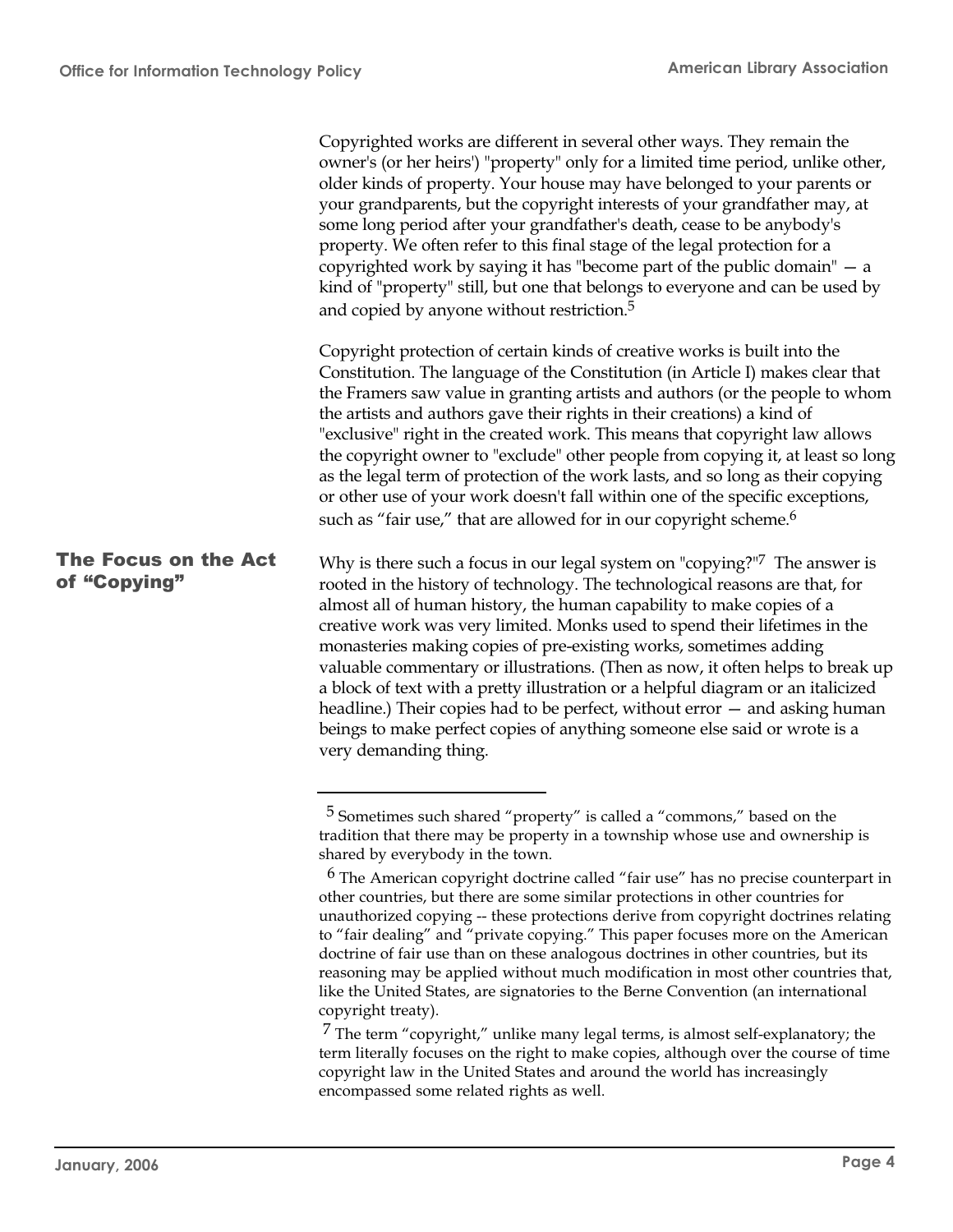Copyrighted works are different in several other ways. They remain the owner's (or her heirs') "property" only for a limited time period, unlike other, older kinds of property. Your house may have belonged to your parents or your grandparents, but the copyright interests of your grandfather may, at some long period after your grandfather's death, cease to be anybody's property. We often refer to this final stage of the legal protection for a copyrighted work by saying it has "become part of the public domain" — a kind of "property" still, but one that belongs to everyone and can be used by and copied by anyone without restriction.[5]

Copyright protection of certain kinds of creative works is built into the Constitution. The language of the Constitution (in Article I) makes clear that the Framers saw value in granting artists and authors (or the people to whom the artists and authors gave their rights in their creations) a kind of "exclusive" right in the created work. This means that copyright law allows the copyright owner to "exclude" other people from copying it, at least so long as the legal term of protection of the work lasts, and so long as their copying or other use of your work doesn't fall within one of the specific exceptions, such as "fair use," that are allowed for in our copyright scheme.[6]

## The Focus on the Act of "Copying"

Why is there such a focus in our legal system on "copying?"[7] The answer is rooted in the history of technology. The technological reasons are that, for almost all of human history, the human capability to make copies of a creative work was very limited. Monks used to spend their lifetimes in the monasteries making copies of pre-existing works, sometimes adding valuable commentary or illustrations. (Then as now, it often helps to break up a block of text with a pretty illustration or a helpful diagram or an italicized headline.) Their copies had to be perfect, without error — and asking human beings to make perfect copies of anything someone else said or wrote is a very demanding thing.

---

[5] Sometimes such shared "property" is called a "commons," based on the tradition that there may be property in a township whose use and ownership is shared by everybody in the town.

[6] The American copyright doctrine called "fair use" has no precise counterpart in other countries, but there are some similar protections in other countries for unauthorized copying -- these protections derive from copyright doctrines relating to "fair dealing" and "private copying." This paper focuses more on the American doctrine of fair use than on these analogous doctrines in other countries, but its reasoning may be applied without much modification in most other countries that, like the United States, are signatories to the Berne Convention (an international copyright treaty).

[7] The term "copyright," unlike many legal terms, is almost self-explanatory; the term literally focuses on the right to make copies, although over the course of time copyright law in the United States and around the world has increasingly encompassed some related rights as well.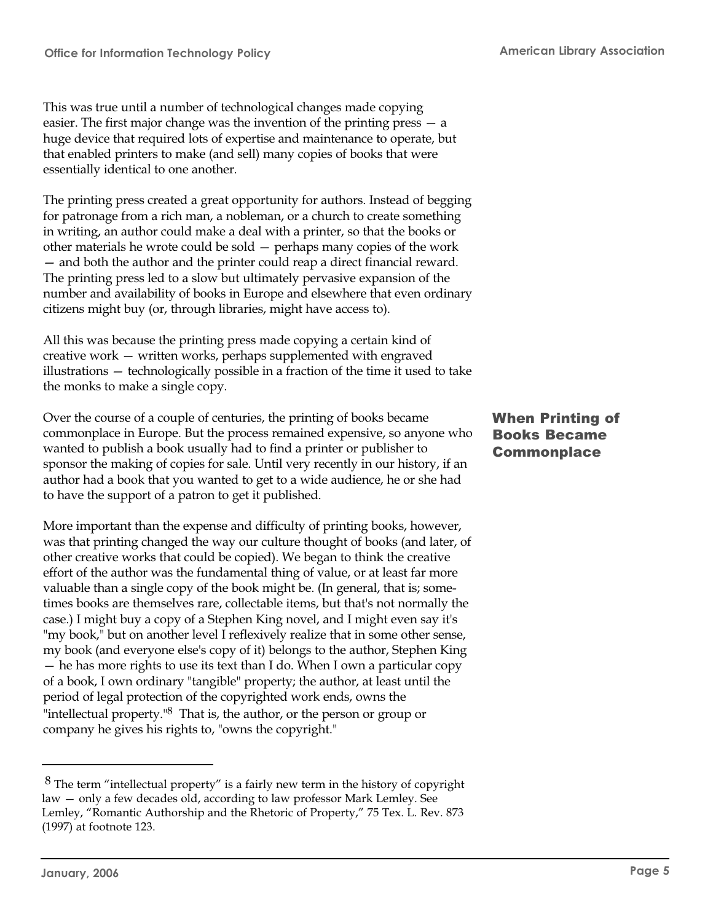This was true until a number of technological changes made copying easier. The first major change was the invention of the printing press — a huge device that required lots of expertise and maintenance to operate, but that enabled printers to make (and sell) many copies of books that were essentially identical to one another.

The printing press created a great opportunity for authors. Instead of begging for patronage from a rich man, a nobleman, or a church to create something in writing, an author could make a deal with a printer, so that the books or other materials he wrote could be sold — perhaps many copies of the work — and both the author and the printer could reap a direct financial reward. The printing press led to a slow but ultimately pervasive expansion of the number and availability of books in Europe and elsewhere that even ordinary citizens might buy (or, through libraries, might have access to).

All this was because the printing press made copying a certain kind of creative work — written works, perhaps supplemented with engraved illustrations — technologically possible in a fraction of the time it used to take the monks to make a single copy.

## When Printing of Books Became Commonplace

Over the course of a couple of centuries, the printing of books became commonplace in Europe. But the process remained expensive, so anyone who wanted to publish a book usually had to find a printer or publisher to sponsor the making of copies for sale. Until very recently in our history, if an author had a book that you wanted to get to a wide audience, he or she had to have the support of a patron to get it published.

More important than the expense and difficulty of printing books, however, was that printing changed the way our culture thought of books (and later, of other creative works that could be copied). We began to think the creative effort of the author was the fundamental thing of value, or at least far more valuable than a single copy of the book might be. (In general, that is; sometimes books are themselves rare, collectable items, but that's not normally the case.) I might buy a copy of a Stephen King novel, and I might even say it's "my book," but on another level I reflexively realize that in some other sense, my book (and everyone else's copy of it) belongs to the author, Stephen King — he has more rights to use its text than I do. When I own a particular copy of a book, I own ordinary "tangible" property; the author, at least until the period of legal protection of the copyrighted work ends, owns the "intellectual property."[8] That is, the author, or the person or group or company he gives his rights to, "owns the copyright."

---

[8] The term "intellectual property" is a fairly new term in the history of copyright law — only a few decades old, according to law professor Mark Lemley. See Lemley, "Romantic Authorship and the Rhetoric of Property," 75 Tex. L. Rev. 873 (1997) at footnote 123.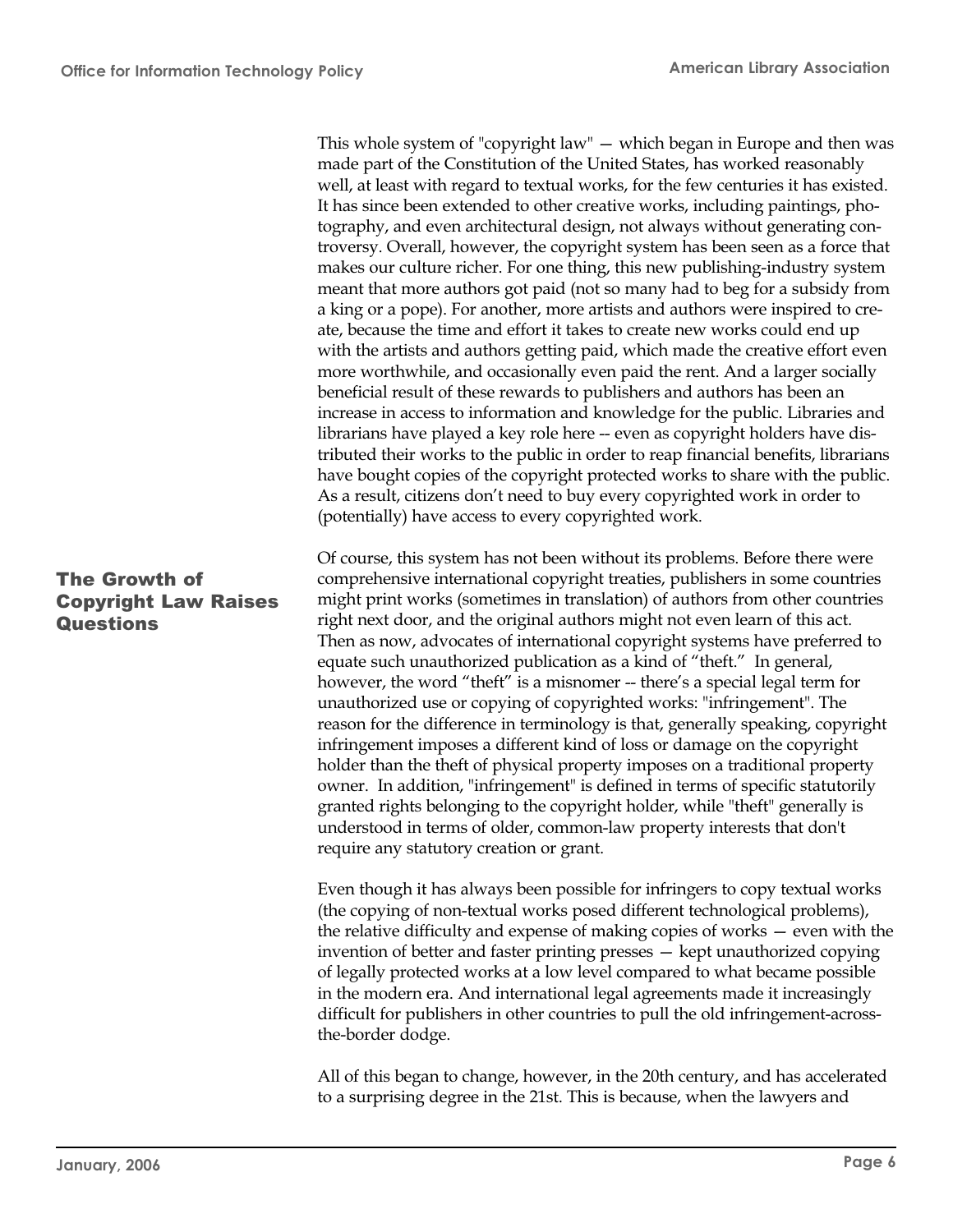This whole system of "copyright law" — which began in Europe and then was made part of the Constitution of the United States, has worked reasonably well, at least with regard to textual works, for the few centuries it has existed. It has since been extended to other creative works, including paintings, photography, and even architectural design, not always without generating controversy. Overall, however, the copyright system has been seen as a force that makes our culture richer. For one thing, this new publishing-industry system meant that more authors got paid (not so many had to beg for a subsidy from a king or a pope). For another, more artists and authors were inspired to create, because the time and effort it takes to create new works could end up with the artists and authors getting paid, which made the creative effort even more worthwhile, and occasionally even paid the rent. And a larger socially beneficial result of these rewards to publishers and authors has been an increase in access to information and knowledge for the public. Libraries and librarians have played a key role here -- even as copyright holders have distributed their works to the public in order to reap financial benefits, librarians have bought copies of the copyright protected works to share with the public. As a result, citizens don't need to buy every copyrighted work in order to (potentially) have access to every copyrighted work.

## The Growth of Copyright Law Raises Questions

Of course, this system has not been without its problems. Before there were comprehensive international copyright treaties, publishers in some countries might print works (sometimes in translation) of authors from other countries right next door, and the original authors might not even learn of this act. Then as now, advocates of international copyright systems have preferred to equate such unauthorized publication as a kind of "theft." In general, however, the word "theft" is a misnomer -- there's a special legal term for unauthorized use or copying of copyrighted works: "infringement". The reason for the difference in terminology is that, generally speaking, copyright infringement imposes a different kind of loss or damage on the copyright holder than the theft of physical property imposes on a traditional property owner. In addition, "infringement" is defined in terms of specific statutorily granted rights belonging to the copyright holder, while "theft" generally is understood in terms of older, common-law property interests that don't require any statutory creation or grant.

Even though it has always been possible for infringers to copy textual works (the copying of non-textual works posed different technological problems), the relative difficulty and expense of making copies of works — even with the invention of better and faster printing presses — kept unauthorized copying of legally protected works at a low level compared to what became possible in the modern era. And international legal agreements made it increasingly difficult for publishers in other countries to pull the old infringement-across-the-border dodge.

All of this began to change, however, in the 20th century, and has accelerated to a surprising degree in the 21st. This is because, when the lawyers and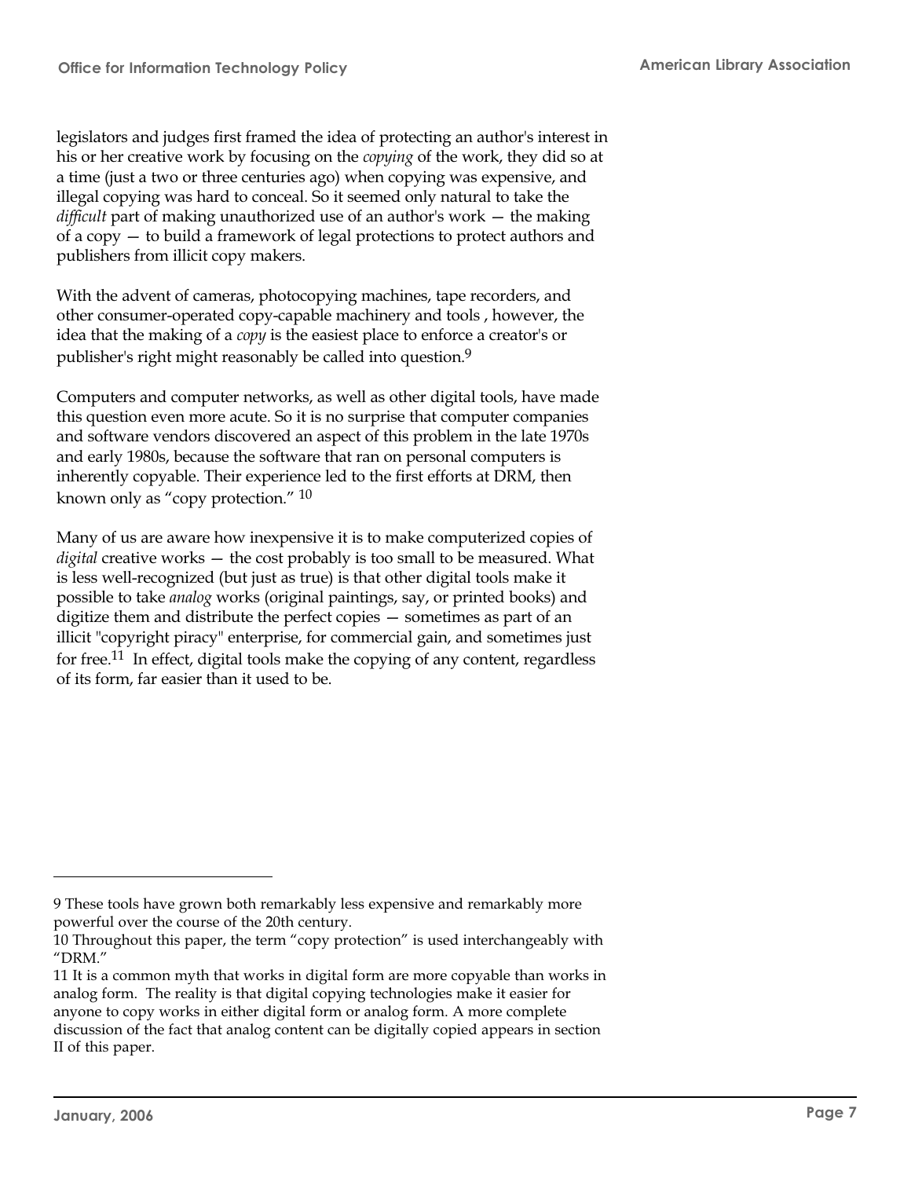legislators and judges first framed the idea of protecting an author's interest in his or her creative work by focusing on the *copying* of the work, they did so at a time (just a two or three centuries ago) when copying was expensive, and illegal copying was hard to conceal. So it seemed only natural to take the *difficult* part of making unauthorized use of an author's work — the making of a copy — to build a framework of legal protections to protect authors and publishers from illicit copy makers.

With the advent of cameras, photocopying machines, tape recorders, and other consumer-operated copy-capable machinery and tools , however, the idea that the making of a *copy* is the easiest place to enforce a creator's or publisher's right might reasonably be called into question.[9]

Computers and computer networks, as well as other digital tools, have made this question even more acute. So it is no surprise that computer companies and software vendors discovered an aspect of this problem in the late 1970s and early 1980s, because the software that ran on personal computers is inherently copyable. Their experience led to the first efforts at DRM, then known only as "copy protection." [10]

Many of us are aware how inexpensive it is to make computerized copies of *digital* creative works — the cost probably is too small to be measured. What is less well-recognized (but just as true) is that other digital tools make it possible to take *analog* works (original paintings, say, or printed books) and digitize them and distribute the perfect copies — sometimes as part of an illicit "copyright piracy" enterprise, for commercial gain, and sometimes just for free.[11] In effect, digital tools make the copying of any content, regardless of its form, far easier than it used to be.

---

9 These tools have grown both remarkably less expensive and remarkably more powerful over the course of the 20th century.

10 Throughout this paper, the term "copy protection" is used interchangeably with "DRM."

11 It is a common myth that works in digital form are more copyable than works in analog form. The reality is that digital copying technologies make it easier for anyone to copy works in either digital form or analog form. A more complete discussion of the fact that analog content can be digitally copied appears in section II of this paper.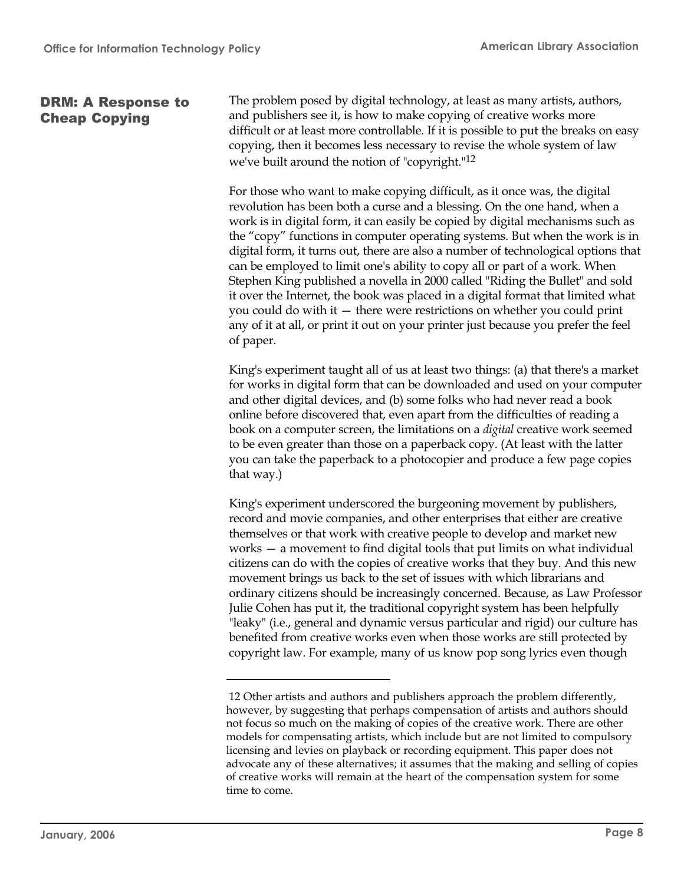## DRM: A Response to Cheap Copying

The problem posed by digital technology, at least as many artists, authors, and publishers see it, is how to make copying of creative works more difficult or at least more controllable. If it is possible to put the breaks on easy copying, then it becomes less necessary to revise the whole system of law we've built around the notion of "copyright."[12]

For those who want to make copying difficult, as it once was, the digital revolution has been both a curse and a blessing. On the one hand, when a work is in digital form, it can easily be copied by digital mechanisms such as the "copy" functions in computer operating systems. But when the work is in digital form, it turns out, there are also a number of technological options that can be employed to limit one's ability to copy all or part of a work. When Stephen King published a novella in 2000 called "Riding the Bullet" and sold it over the Internet, the book was placed in a digital format that limited what you could do with it — there were restrictions on whether you could print any of it at all, or print it out on your printer just because you prefer the feel of paper.

King's experiment taught all of us at least two things: (a) that there's a market for works in digital form that can be downloaded and used on your computer and other digital devices, and (b) some folks who had never read a book online before discovered that, even apart from the difficulties of reading a book on a computer screen, the limitations on a *digital* creative work seemed to be even greater than those on a paperback copy. (At least with the latter you can take the paperback to a photocopier and produce a few page copies that way.)

King's experiment underscored the burgeoning movement by publishers, record and movie companies, and other enterprises that either are creative themselves or that work with creative people to develop and market new works — a movement to find digital tools that put limits on what individual citizens can do with the copies of creative works that they buy. And this new movement brings us back to the set of issues with which librarians and ordinary citizens should be increasingly concerned. Because, as Law Professor Julie Cohen has put it, the traditional copyright system has been helpfully "leaky" (i.e., general and dynamic versus particular and rigid) our culture has benefited from creative works even when those works are still protected by copyright law. For example, many of us know pop song lyrics even though

---

12 Other artists and authors and publishers approach the problem differently, however, by suggesting that perhaps compensation of artists and authors should not focus so much on the making of copies of the creative work. There are other models for compensating artists, which include but are not limited to compulsory licensing and levies on playback or recording equipment. This paper does not advocate any of these alternatives; it assumes that the making and selling of copies of creative works will remain at the heart of the compensation system for some time to come.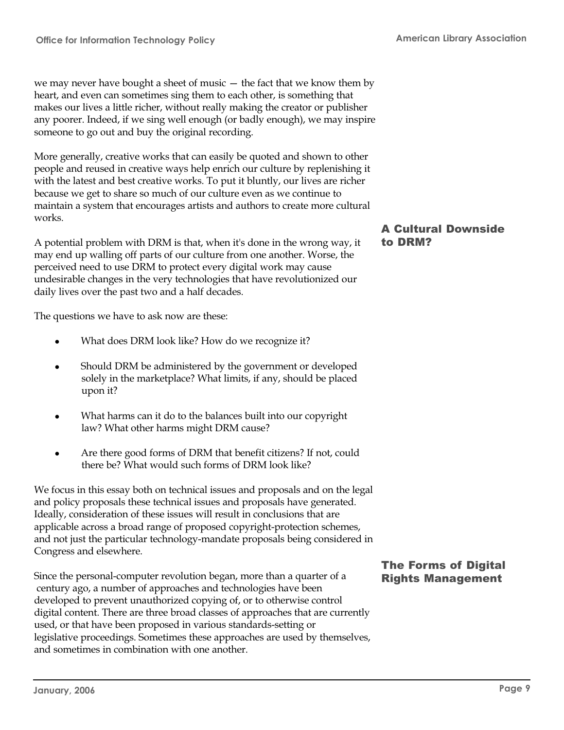we may never have bought a sheet of music — the fact that we know them by heart, and even can sometimes sing them to each other, is something that makes our lives a little richer, without really making the creator or publisher any poorer. Indeed, if we sing well enough (or badly enough), we may inspire someone to go out and buy the original recording.

More generally, creative works that can easily be quoted and shown to other people and reused in creative ways help enrich our culture by replenishing it with the latest and best creative works. To put it bluntly, our lives are richer because we get to share so much of our culture even as we continue to maintain a system that encourages artists and authors to create more cultural works.

## A Cultural Downside to DRM?

A potential problem with DRM is that, when it's done in the wrong way, it may end up walling off parts of our culture from one another. Worse, the perceived need to use DRM to protect every digital work may cause undesirable changes in the very technologies that have revolutionized our daily lives over the past two and a half decades.

The questions we have to ask now are these:

- What does DRM look like? How do we recognize it?
- Should DRM be administered by the government or developed solely in the marketplace? What limits, if any, should be placed upon it?
- What harms can it do to the balances built into our copyright law? What other harms might DRM cause?
- Are there good forms of DRM that benefit citizens? If not, could there be? What would such forms of DRM look like?

We focus in this essay both on technical issues and proposals and on the legal and policy proposals these technical issues and proposals have generated. Ideally, consideration of these issues will result in conclusions that are applicable across a broad range of proposed copyright-protection schemes, and not just the particular technology-mandate proposals being considered in Congress and elsewhere.

## The Forms of Digital Rights Management

Since the personal-computer revolution began, more than a quarter of a century ago, a number of approaches and technologies have been developed to prevent unauthorized copying of, or to otherwise control digital content. There are three broad classes of approaches that are currently used, or that have been proposed in various standards-setting or legislative proceedings. Sometimes these approaches are used by themselves, and sometimes in combination with one another.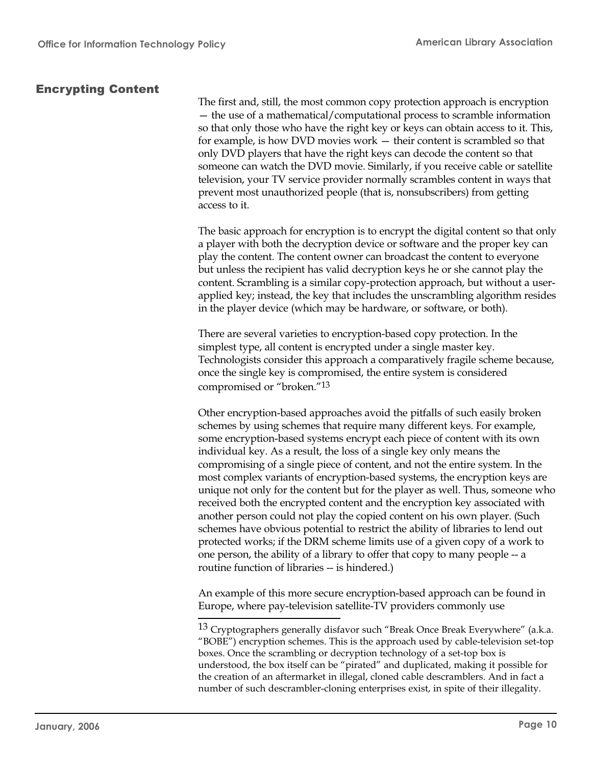## Encrypting Content

The first and, still, the most common copy protection approach is encryption — the use of a mathematical/computational process to scramble information so that only those who have the right key or keys can obtain access to it. This, for example, is how DVD movies work — their content is scrambled so that only DVD players that have the right keys can decode the content so that someone can watch the DVD movie. Similarly, if you receive cable or satellite television, your TV service provider normally scrambles content in ways that prevent most unauthorized people (that is, nonsubscribers) from getting access to it.

The basic approach for encryption is to encrypt the digital content so that only a player with both the decryption device or software and the proper key can play the content. The content owner can broadcast the content to everyone but unless the recipient has valid decryption keys he or she cannot play the content. Scrambling is a similar copy-protection approach, but without a user-applied key; instead, the key that includes the unscrambling algorithm resides in the player device (which may be hardware, or software, or both).

There are several varieties to encryption-based copy protection. In the simplest type, all content is encrypted under a single master key. Technologists consider this approach a comparatively fragile scheme because, once the single key is compromised, the entire system is considered compromised or "broken."[13]

Other encryption-based approaches avoid the pitfalls of such easily broken schemes by using schemes that require many different keys. For example, some encryption-based systems encrypt each piece of content with its own individual key. As a result, the loss of a single key only means the compromising of a single piece of content, and not the entire system. In the most complex variants of encryption-based systems, the encryption keys are unique not only for the content but for the player as well. Thus, someone who received both the encrypted content and the encryption key associated with another person could not play the copied content on his own player. (Such schemes have obvious potential to restrict the ability of libraries to lend out protected works; if the DRM scheme limits use of a given copy of a work to one person, the ability of a library to offer that copy to many people -- a routine function of libraries -- is hindered.)

An example of this more secure encryption-based approach can be found in Europe, where pay-television satellite-TV providers commonly use

[13] Cryptographers generally disfavor such "Break Once Break Everywhere" (a.k.a. "BOBE") encryption schemes. This is the approach used by cable-television set-top boxes. Once the scrambling or decryption technology of a set-top box is understood, the box itself can be "pirated" and duplicated, making it possible for the creation of an aftermarket in illegal, cloned cable descramblers. And in fact a number of such descrambler-cloning enterprises exist, in spite of their illegality.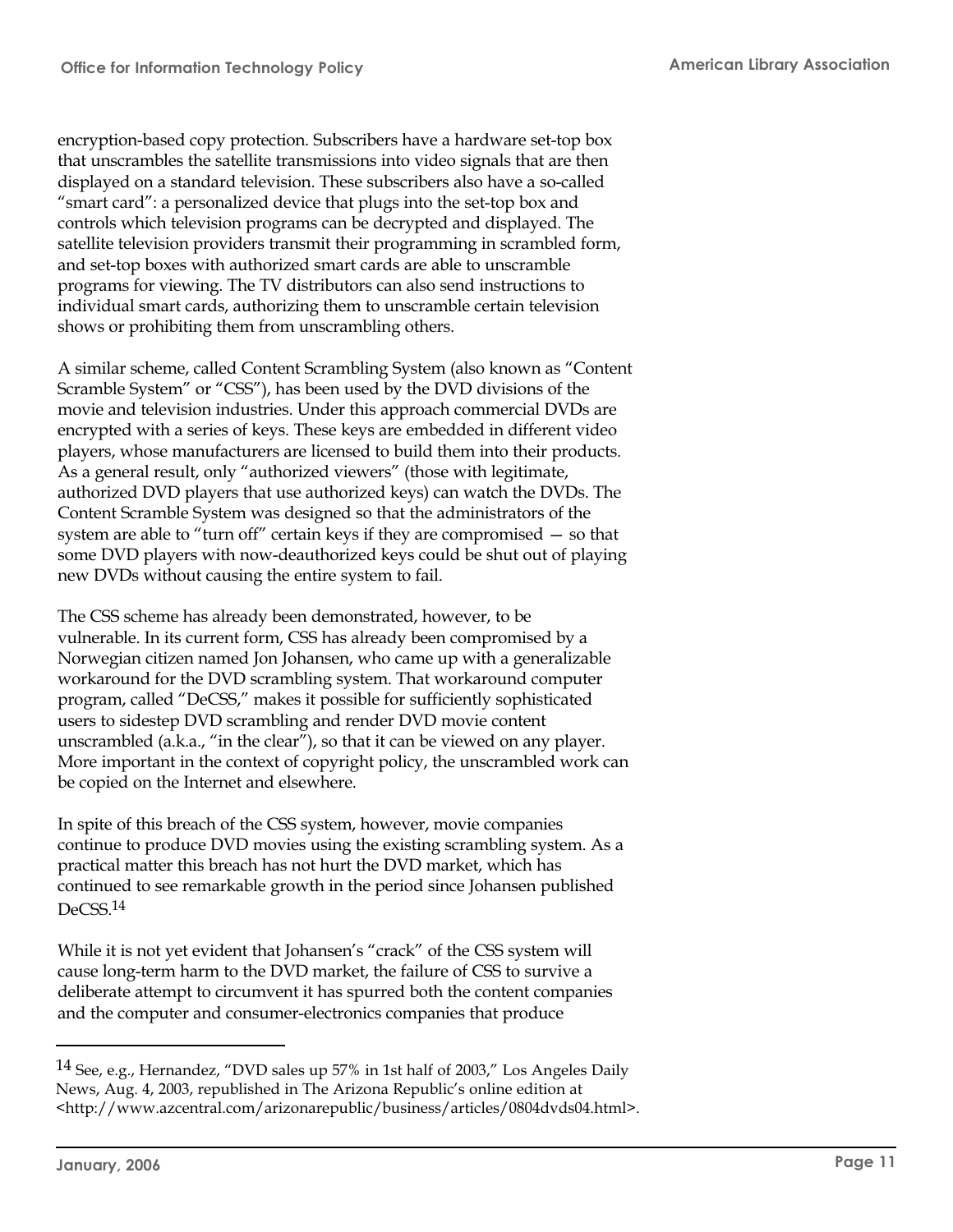encryption-based copy protection. Subscribers have a hardware set-top box that unscrambles the satellite transmissions into video signals that are then displayed on a standard television. These subscribers also have a so-called "smart card": a personalized device that plugs into the set-top box and controls which television programs can be decrypted and displayed. The satellite television providers transmit their programming in scrambled form, and set-top boxes with authorized smart cards are able to unscramble programs for viewing. The TV distributors can also send instructions to individual smart cards, authorizing them to unscramble certain television shows or prohibiting them from unscrambling others.

A similar scheme, called Content Scrambling System (also known as "Content Scramble System" or "CSS"), has been used by the DVD divisions of the movie and television industries. Under this approach commercial DVDs are encrypted with a series of keys. These keys are embedded in different video players, whose manufacturers are licensed to build them into their products. As a general result, only "authorized viewers" (those with legitimate, authorized DVD players that use authorized keys) can watch the DVDs. The Content Scramble System was designed so that the administrators of the system are able to "turn off" certain keys if they are compromised — so that some DVD players with now-deauthorized keys could be shut out of playing new DVDs without causing the entire system to fail.

The CSS scheme has already been demonstrated, however, to be vulnerable. In its current form, CSS has already been compromised by a Norwegian citizen named Jon Johansen, who came up with a generalizable workaround for the DVD scrambling system. That workaround computer program, called "DeCSS," makes it possible for sufficiently sophisticated users to sidestep DVD scrambling and render DVD movie content unscrambled (a.k.a., "in the clear"), so that it can be viewed on any player. More important in the context of copyright policy, the unscrambled work can be copied on the Internet and elsewhere.

In spite of this breach of the CSS system, however, movie companies continue to produce DVD movies using the existing scrambling system. As a practical matter this breach has not hurt the DVD market, which has continued to see remarkable growth in the period since Johansen published DeCSS.[14]

While it is not yet evident that Johansen's "crack" of the CSS system will cause long-term harm to the DVD market, the failure of CSS to survive a deliberate attempt to circumvent it has spurred both the content companies and the computer and consumer-electronics companies that produce

---

[14] See, e.g., Hernandez, "DVD sales up 57% in 1st half of 2003," Los Angeles Daily News, Aug. 4, 2003, republished in The Arizona Republic's online edition at <http://www.azcentral.com/arizonarepublic/business/articles/0804dvds04.html>.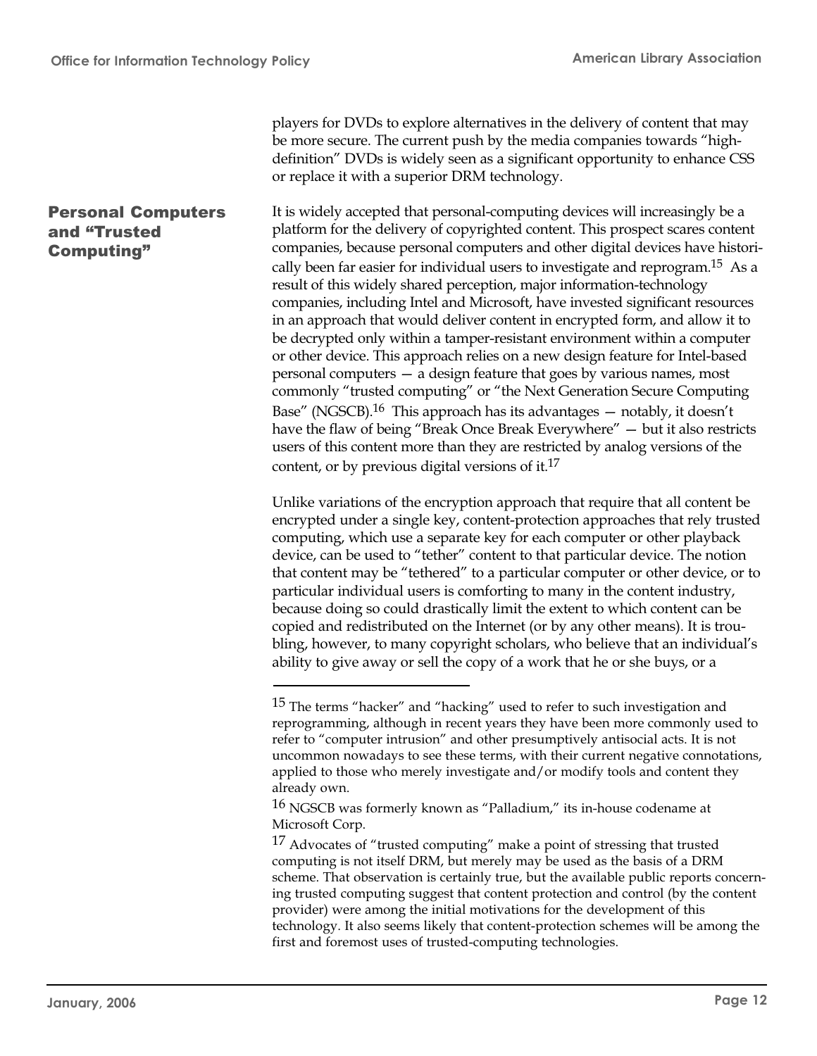players for DVDs to explore alternatives in the delivery of content that may be more secure. The current push by the media companies towards "high-definition" DVDs is widely seen as a significant opportunity to enhance CSS or replace it with a superior DRM technology.

## Personal Computers and "Trusted Computing"

It is widely accepted that personal-computing devices will increasingly be a platform for the delivery of copyrighted content. This prospect scares content companies, because personal computers and other digital devices have historically been far easier for individual users to investigate and reprogram.[15] As a result of this widely shared perception, major information-technology companies, including Intel and Microsoft, have invested significant resources in an approach that would deliver content in encrypted form, and allow it to be decrypted only within a tamper-resistant environment within a computer or other device. This approach relies on a new design feature for Intel-based personal computers — a design feature that goes by various names, most commonly "trusted computing" or "the Next Generation Secure Computing Base" (NGSCB).[16] This approach has its advantages — notably, it doesn't have the flaw of being "Break Once Break Everywhere" — but it also restricts users of this content more than they are restricted by analog versions of the content, or by previous digital versions of it.[17]

Unlike variations of the encryption approach that require that all content be encrypted under a single key, content-protection approaches that rely trusted computing, which use a separate key for each computer or other playback device, can be used to "tether" content to that particular device. The notion that content may be "tethered" to a particular computer or other device, or to particular individual users is comforting to many in the content industry, because doing so could drastically limit the extent to which content can be copied and redistributed on the Internet (or by any other means). It is troubling, however, to many copyright scholars, who believe that an individual's ability to give away or sell the copy of a work that he or she buys, or a

---

[15] The terms "hacker" and "hacking" used to refer to such investigation and reprogramming, although in recent years they have been more commonly used to refer to "computer intrusion" and other presumptively antisocial acts. It is not uncommon nowadays to see these terms, with their current negative connotations, applied to those who merely investigate and/or modify tools and content they already own.

[16] NGSCB was formerly known as "Palladium," its in-house codename at Microsoft Corp.

[17] Advocates of "trusted computing" make a point of stressing that trusted computing is not itself DRM, but merely may be used as the basis of a DRM scheme. That observation is certainly true, but the available public reports concerning trusted computing suggest that content protection and control (by the content provider) were among the initial motivations for the development of this technology. It also seems likely that content-protection schemes will be among the first and foremost uses of trusted-computing technologies.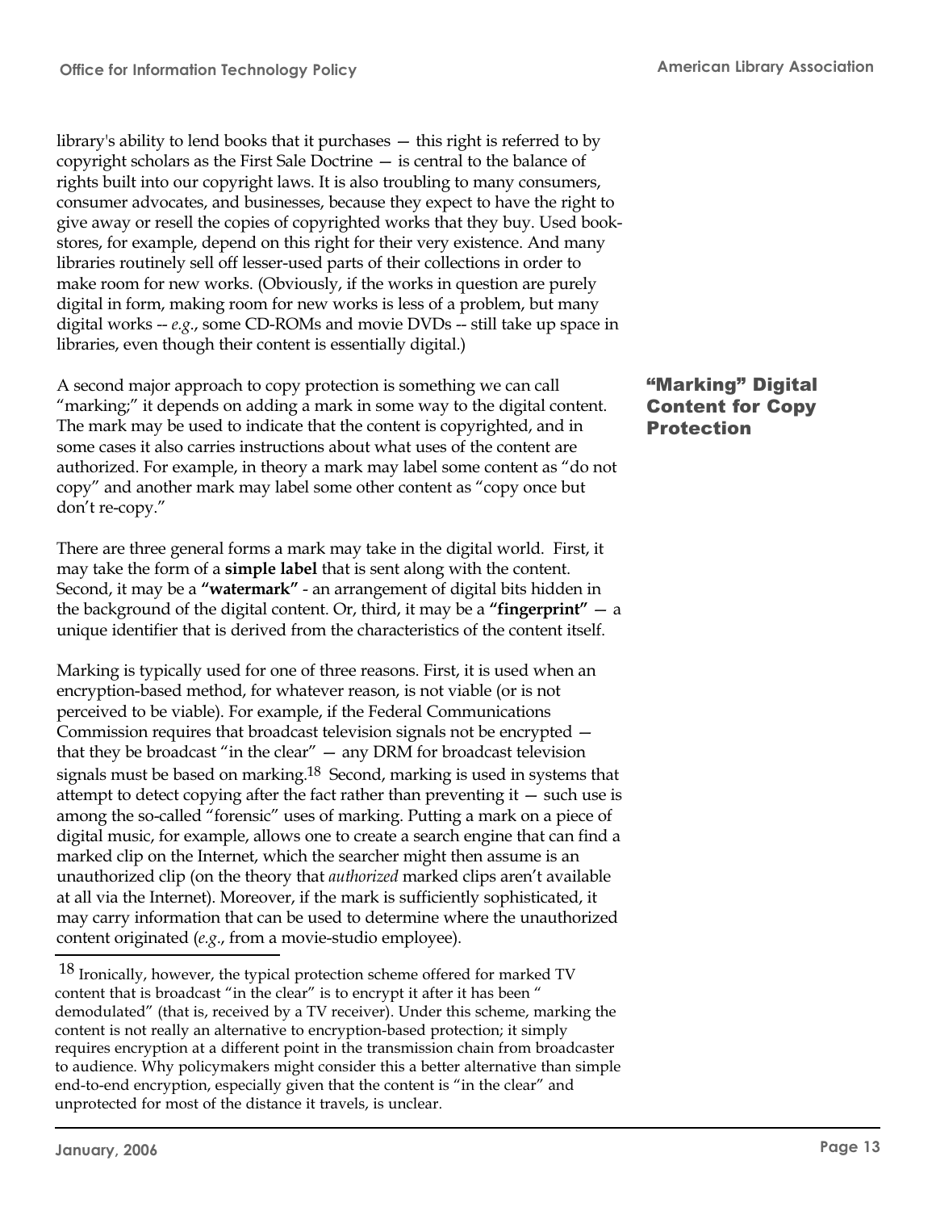library's ability to lend books that it purchases — this right is referred to by copyright scholars as the First Sale Doctrine — is central to the balance of rights built into our copyright laws. It is also troubling to many consumers, consumer advocates, and businesses, because they expect to have the right to give away or resell the copies of copyrighted works that they buy. Used bookstores, for example, depend on this right for their very existence. And many libraries routinely sell off lesser-used parts of their collections in order to make room for new works. (Obviously, if the works in question are purely digital in form, making room for new works is less of a problem, but many digital works -- *e.g.*, some CD-ROMs and movie DVDs -- still take up space in libraries, even though their content is essentially digital.)

## "Marking" Digital Content for Copy Protection

A second major approach to copy protection is something we can call "marking;" it depends on adding a mark in some way to the digital content. The mark may be used to indicate that the content is copyrighted, and in some cases it also carries instructions about what uses of the content are authorized. For example, in theory a mark may label some content as "do not copy" and another mark may label some other content as "copy once but don't re-copy."

There are three general forms a mark may take in the digital world. First, it may take the form of a **simple label** that is sent along with the content. Second, it may be a **"watermark"** - an arrangement of digital bits hidden in the background of the digital content. Or, third, it may be a **"fingerprint"** — a unique identifier that is derived from the characteristics of the content itself.

Marking is typically used for one of three reasons. First, it is used when an encryption-based method, for whatever reason, is not viable (or is not perceived to be viable). For example, if the Federal Communications Commission requires that broadcast television signals not be encrypted — that they be broadcast "in the clear" — any DRM for broadcast television signals must be based on marking.[18] Second, marking is used in systems that attempt to detect copying after the fact rather than preventing it — such use is among the so-called "forensic" uses of marking. Putting a mark on a piece of digital music, for example, allows one to create a search engine that can find a marked clip on the Internet, which the searcher might then assume is an unauthorized clip (on the theory that *authorized* marked clips aren't available at all via the Internet). Moreover, if the mark is sufficiently sophisticated, it may carry information that can be used to determine where the unauthorized content originated (*e.g.*, from a movie-studio employee).

---

[18] Ironically, however, the typical protection scheme offered for marked TV content that is broadcast "in the clear" is to encrypt it after it has been " demodulated" (that is, received by a TV receiver). Under this scheme, marking the content is not really an alternative to encryption-based protection; it simply requires encryption at a different point in the transmission chain from broadcaster to audience. Why policymakers might consider this a better alternative than simple end-to-end encryption, especially given that the content is "in the clear" and unprotected for most of the distance it travels, is unclear.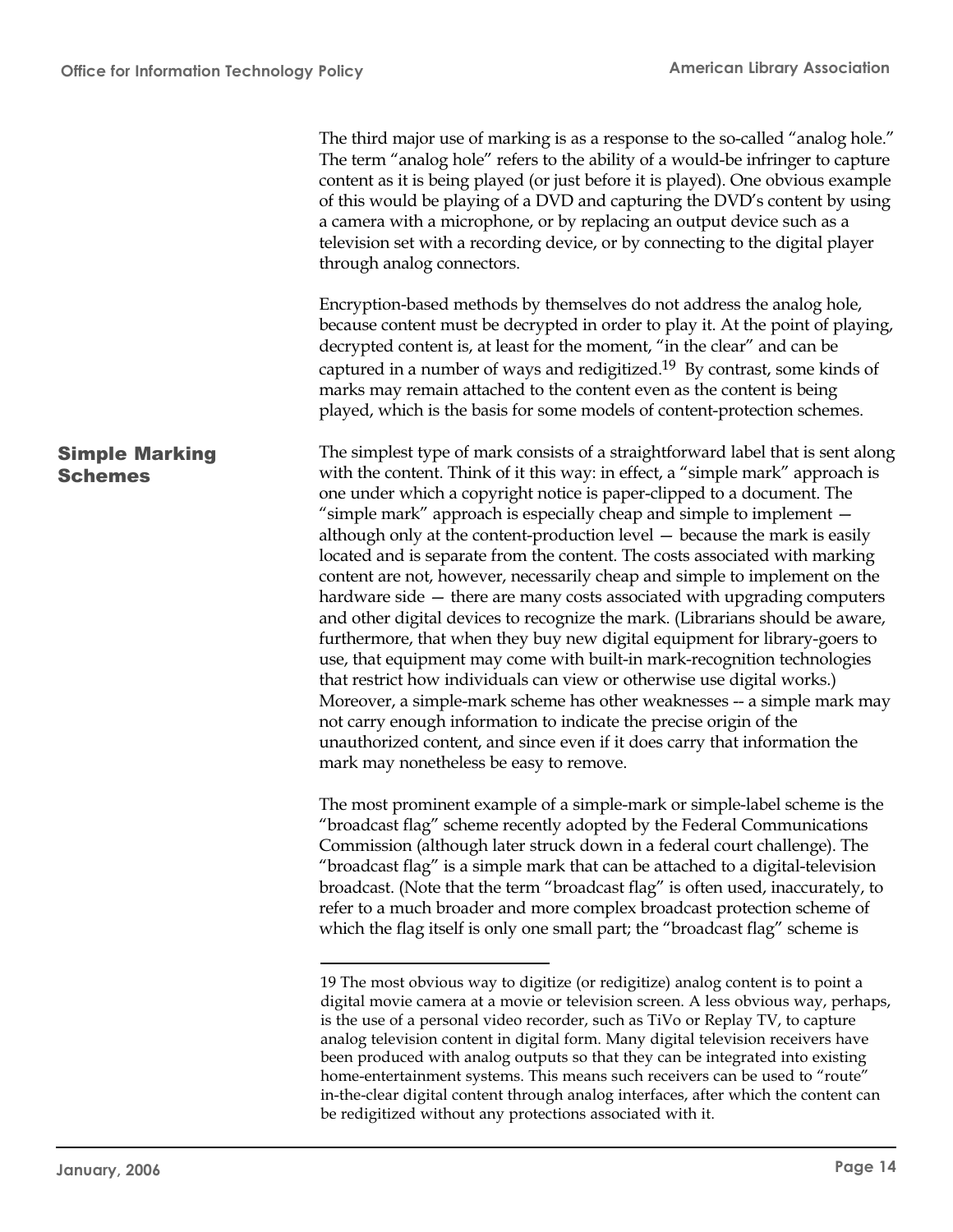The third major use of marking is as a response to the so-called "analog hole." The term "analog hole" refers to the ability of a would-be infringer to capture content as it is being played (or just before it is played). One obvious example of this would be playing of a DVD and capturing the DVD's content by using a camera with a microphone, or by replacing an output device such as a television set with a recording device, or by connecting to the digital player through analog connectors.

Encryption-based methods by themselves do not address the analog hole, because content must be decrypted in order to play it. At the point of playing, decrypted content is, at least for the moment, "in the clear" and can be captured in a number of ways and redigitized.[19] By contrast, some kinds of marks may remain attached to the content even as the content is being played, which is the basis for some models of content-protection schemes.

## Simple Marking Schemes

The simplest type of mark consists of a straightforward label that is sent along with the content. Think of it this way: in effect, a "simple mark" approach is one under which a copyright notice is paper-clipped to a document. The "simple mark" approach is especially cheap and simple to implement — although only at the content-production level — because the mark is easily located and is separate from the content. The costs associated with marking content are not, however, necessarily cheap and simple to implement on the hardware side — there are many costs associated with upgrading computers and other digital devices to recognize the mark. (Librarians should be aware, furthermore, that when they buy new digital equipment for library-goers to use, that equipment may come with built-in mark-recognition technologies that restrict how individuals can view or otherwise use digital works.) Moreover, a simple-mark scheme has other weaknesses -- a simple mark may not carry enough information to indicate the precise origin of the unauthorized content, and since even if it does carry that information the mark may nonetheless be easy to remove.

The most prominent example of a simple-mark or simple-label scheme is the "broadcast flag" scheme recently adopted by the Federal Communications Commission (although later struck down in a federal court challenge). The "broadcast flag" is a simple mark that can be attached to a digital-television broadcast. (Note that the term "broadcast flag" is often used, inaccurately, to refer to a much broader and more complex broadcast protection scheme of which the flag itself is only one small part; the "broadcast flag" scheme is

---

19 The most obvious way to digitize (or redigitize) analog content is to point a digital movie camera at a movie or television screen. A less obvious way, perhaps, is the use of a personal video recorder, such as TiVo or Replay TV, to capture analog television content in digital form. Many digital television receivers have been produced with analog outputs so that they can be integrated into existing home-entertainment systems. This means such receivers can be used to "route" in-the-clear digital content through analog interfaces, after which the content can be redigitized without any protections associated with it.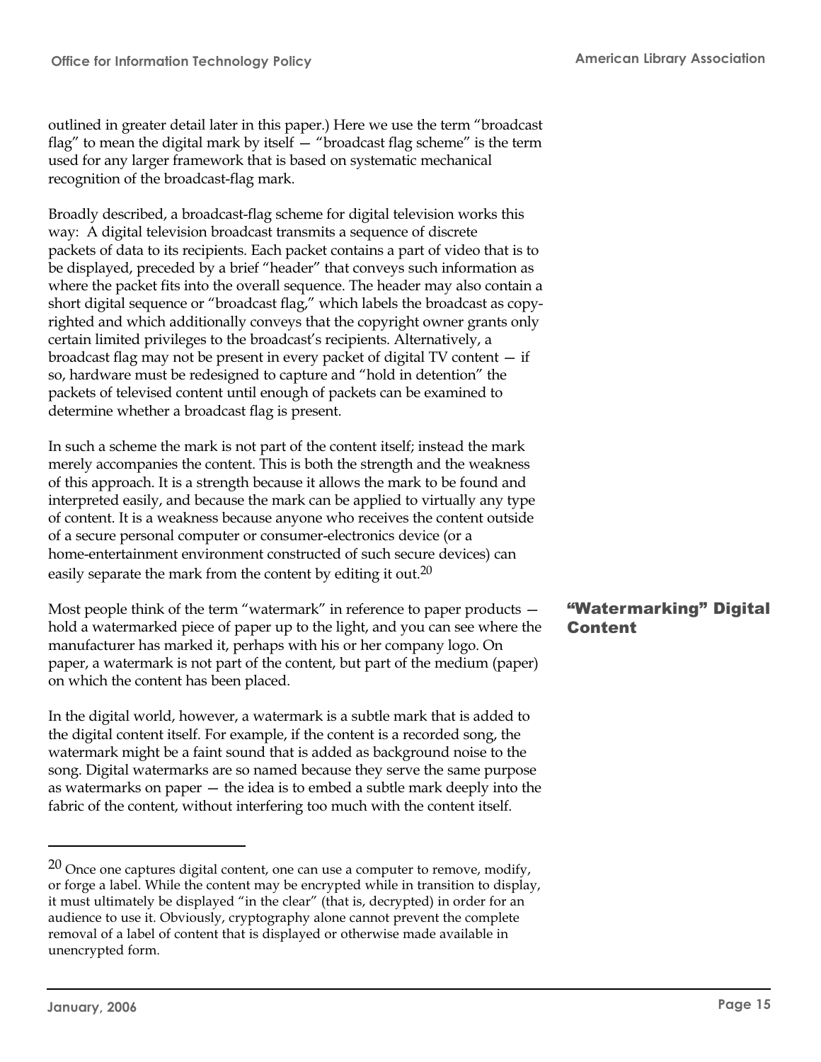outlined in greater detail later in this paper.) Here we use the term "broadcast flag" to mean the digital mark by itself — "broadcast flag scheme" is the term used for any larger framework that is based on systematic mechanical recognition of the broadcast-flag mark.

Broadly described, a broadcast-flag scheme for digital television works this way: A digital television broadcast transmits a sequence of discrete packets of data to its recipients. Each packet contains a part of video that is to be displayed, preceded by a brief "header" that conveys such information as where the packet fits into the overall sequence. The header may also contain a short digital sequence or "broadcast flag," which labels the broadcast as copy-righted and which additionally conveys that the copyright owner grants only certain limited privileges to the broadcast's recipients. Alternatively, a broadcast flag may not be present in every packet of digital TV content — if so, hardware must be redesigned to capture and "hold in detention" the packets of televised content until enough of packets can be examined to determine whether a broadcast flag is present.

In such a scheme the mark is not part of the content itself; instead the mark merely accompanies the content. This is both the strength and the weakness of this approach. It is a strength because it allows the mark to be found and interpreted easily, and because the mark can be applied to virtually any type of content. It is a weakness because anyone who receives the content outside of a secure personal computer or consumer-electronics device (or a home-entertainment environment constructed of such secure devices) can easily separate the mark from the content by editing it out.[20]

## "Watermarking" Digital Content

Most people think of the term "watermark" in reference to paper products — hold a watermarked piece of paper up to the light, and you can see where the manufacturer has marked it, perhaps with his or her company logo. On paper, a watermark is not part of the content, but part of the medium (paper) on which the content has been placed.

In the digital world, however, a watermark is a subtle mark that is added to the digital content itself. For example, if the content is a recorded song, the watermark might be a faint sound that is added as background noise to the song. Digital watermarks are so named because they serve the same purpose as watermarks on paper — the idea is to embed a subtle mark deeply into the fabric of the content, without interfering too much with the content itself.

---

[20] Once one captures digital content, one can use a computer to remove, modify, or forge a label. While the content may be encrypted while in transition to display, it must ultimately be displayed "in the clear" (that is, decrypted) in order for an audience to use it. Obviously, cryptography alone cannot prevent the complete removal of a label of content that is displayed or otherwise made available in unencrypted form.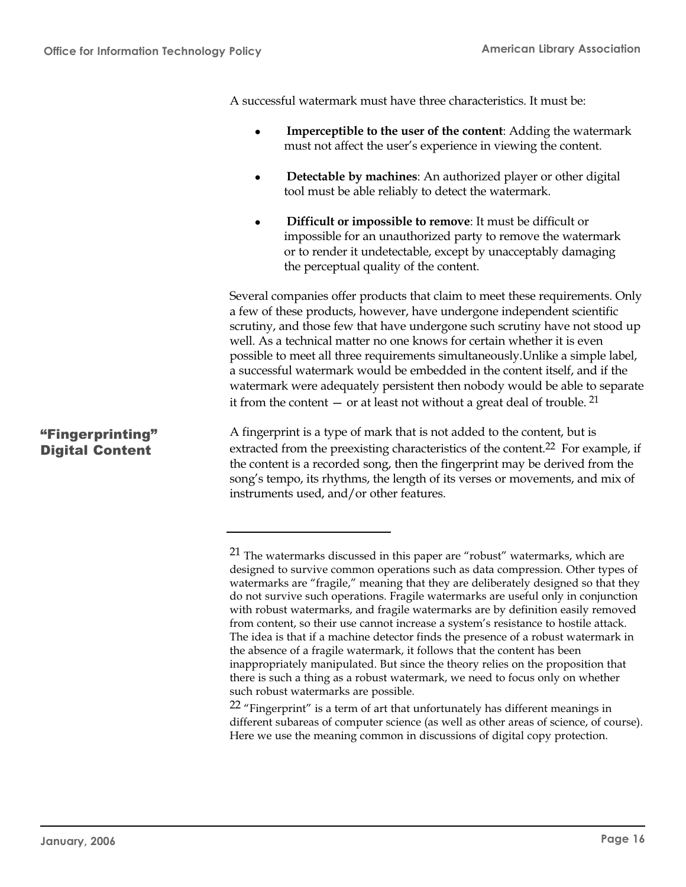A successful watermark must have three characteristics. It must be:

- **Imperceptible to the user of the content**: Adding the watermark must not affect the user's experience in viewing the content.
- **Detectable by machines**: An authorized player or other digital tool must be able reliably to detect the watermark.
- **Difficult or impossible to remove**: It must be difficult or impossible for an unauthorized party to remove the watermark or to render it undetectable, except by unacceptably damaging the perceptual quality of the content.

Several companies offer products that claim to meet these requirements. Only a few of these products, however, have undergone independent scientific scrutiny, and those few that have undergone such scrutiny have not stood up well. As a technical matter no one knows for certain whether it is even possible to meet all three requirements simultaneously.Unlike a simple label, a successful watermark would be embedded in the content itself, and if the watermark were adequately persistent then nobody would be able to separate it from the content — or at least not without a great deal of trouble. [21]

## "Fingerprinting" Digital Content

A fingerprint is a type of mark that is not added to the content, but is extracted from the preexisting characteristics of the content.[22] For example, if the content is a recorded song, then the fingerprint may be derived from the song's tempo, its rhythms, the length of its verses or movements, and mix of instruments used, and/or other features.

---

[21] The watermarks discussed in this paper are "robust" watermarks, which are designed to survive common operations such as data compression. Other types of watermarks are "fragile," meaning that they are deliberately designed so that they do not survive such operations. Fragile watermarks are useful only in conjunction with robust watermarks, and fragile watermarks are by definition easily removed from content, so their use cannot increase a system's resistance to hostile attack. The idea is that if a machine detector finds the presence of a robust watermark in the absence of a fragile watermark, it follows that the content has been inappropriately manipulated. But since the theory relies on the proposition that there is such a thing as a robust watermark, we need to focus only on whether such robust watermarks are possible.

[22] "Fingerprint" is a term of art that unfortunately has different meanings in different subareas of computer science (as well as other areas of science, of course). Here we use the meaning common in discussions of digital copy protection.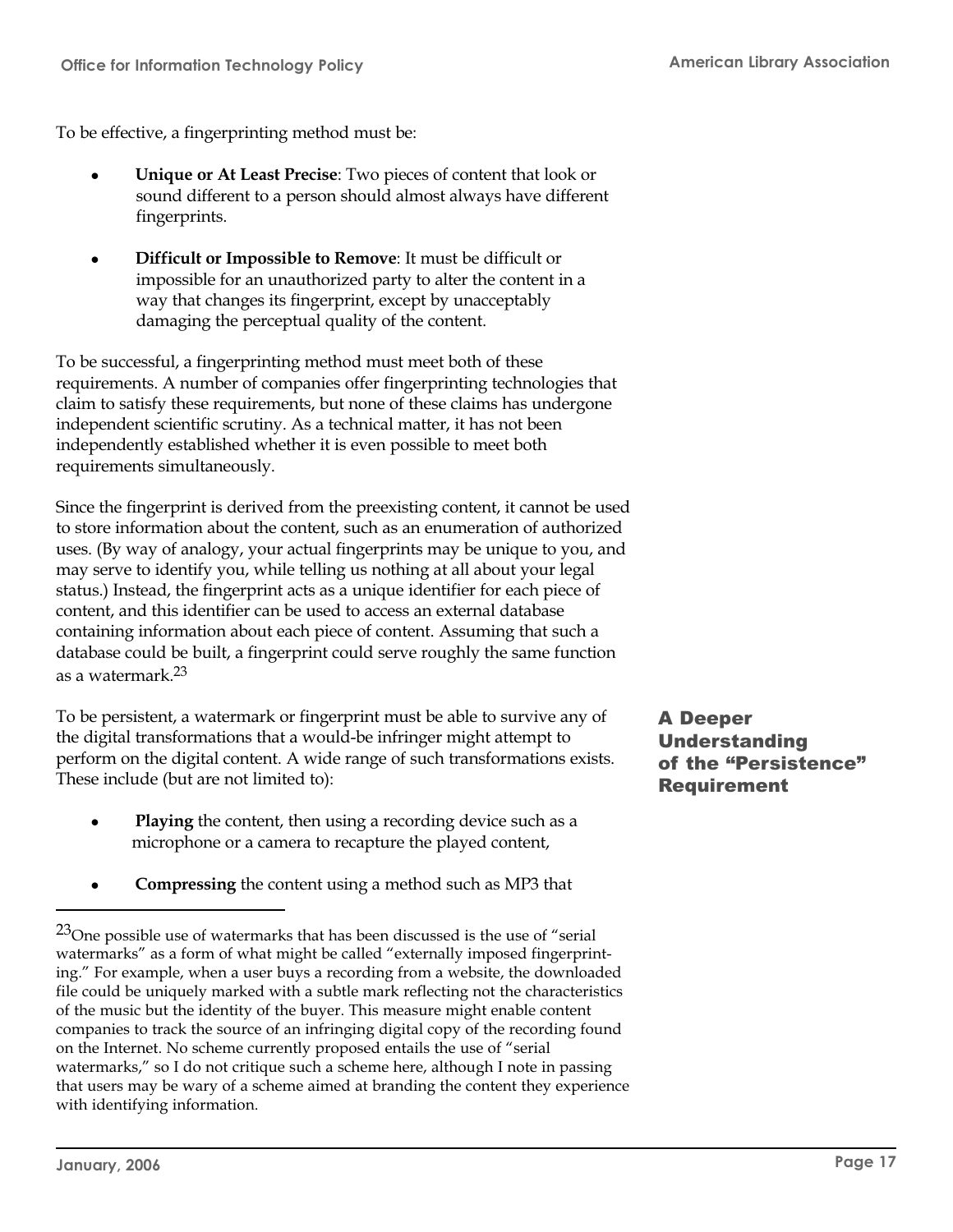To be effective, a fingerprinting method must be:

- **Unique or At Least Precise**: Two pieces of content that look or sound different to a person should almost always have different fingerprints.

- **Difficult or Impossible to Remove**: It must be difficult or impossible for an unauthorized party to alter the content in a way that changes its fingerprint, except by unacceptably damaging the perceptual quality of the content.

To be successful, a fingerprinting method must meet both of these requirements. A number of companies offer fingerprinting technologies that claim to satisfy these requirements, but none of these claims has undergone independent scientific scrutiny. As a technical matter, it has not been independently established whether it is even possible to meet both requirements simultaneously.

Since the fingerprint is derived from the preexisting content, it cannot be used to store information about the content, such as an enumeration of authorized uses. (By way of analogy, your actual fingerprints may be unique to you, and may serve to identify you, while telling us nothing at all about your legal status.) Instead, the fingerprint acts as a unique identifier for each piece of content, and this identifier can be used to access an external database containing information about each piece of content. Assuming that such a database could be built, a fingerprint could serve roughly the same function as a watermark.[23]

## A Deeper Understanding of the "Persistence" Requirement

To be persistent, a watermark or fingerprint must be able to survive any of the digital transformations that a would-be infringer might attempt to perform on the digital content. A wide range of such transformations exists. These include (but are not limited to):

- **Playing** the content, then using a recording device such as a microphone or a camera to recapture the played content,

- **Compressing** the content using a method such as MP3 that

[23] One possible use of watermarks that has been discussed is the use of "serial watermarks" as a form of what might be called "externally imposed fingerprinting." For example, when a user buys a recording from a website, the downloaded file could be uniquely marked with a subtle mark reflecting not the characteristics of the music but the identity of the buyer. This measure might enable content companies to track the source of an infringing digital copy of the recording found on the Internet. No scheme currently proposed entails the use of "serial watermarks," so I do not critique such a scheme here, although I note in passing that users may be wary of a scheme aimed at branding the content they experience with identifying information.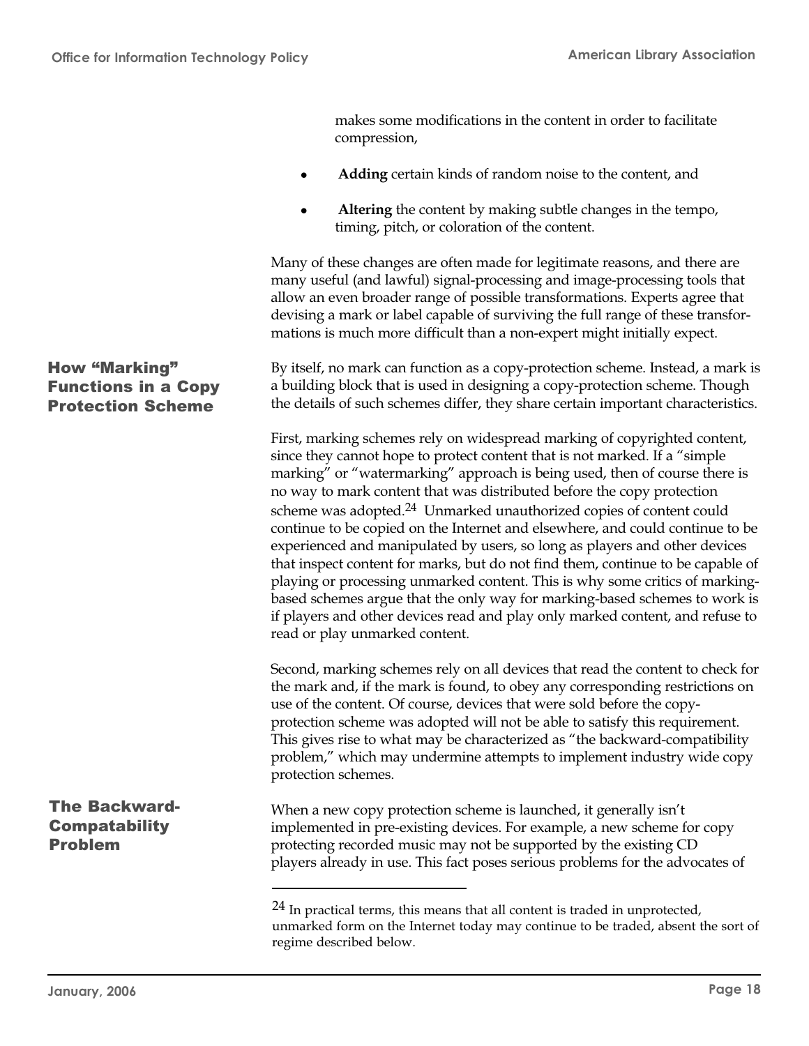makes some modifications in the content in order to facilitate compression,

- **Adding** certain kinds of random noise to the content, and
- **Altering** the content by making subtle changes in the tempo, timing, pitch, or coloration of the content.

Many of these changes are often made for legitimate reasons, and there are many useful (and lawful) signal-processing and image-processing tools that allow an even broader range of possible transformations. Experts agree that devising a mark or label capable of surviving the full range of these transformations is much more difficult than a non-expert might initially expect.

## How "Marking" Functions in a Copy Protection Scheme

By itself, no mark can function as a copy-protection scheme. Instead, a mark is a building block that is used in designing a copy-protection scheme. Though the details of such schemes differ, they share certain important characteristics.

First, marking schemes rely on widespread marking of copyrighted content, since they cannot hope to protect content that is not marked. If a "simple marking" or "watermarking" approach is being used, then of course there is no way to mark content that was distributed before the copy protection scheme was adopted.[24] Unmarked unauthorized copies of content could continue to be copied on the Internet and elsewhere, and could continue to be experienced and manipulated by users, so long as players and other devices that inspect content for marks, but do not find them, continue to be capable of playing or processing unmarked content. This is why some critics of marking-based schemes argue that the only way for marking-based schemes to work is if players and other devices read and play only marked content, and refuse to read or play unmarked content.

Second, marking schemes rely on all devices that read the content to check for the mark and, if the mark is found, to obey any corresponding restrictions on use of the content. Of course, devices that were sold before the copy-protection scheme was adopted will not be able to satisfy this requirement. This gives rise to what may be characterized as "the backward-compatibility problem," which may undermine attempts to implement industry wide copy protection schemes.

## The Backward-Compatability Problem

When a new copy protection scheme is launched, it generally isn't implemented in pre-existing devices. For example, a new scheme for copy protecting recorded music may not be supported by the existing CD players already in use. This fact poses serious problems for the advocates of

---

[24] In practical terms, this means that all content is traded in unprotected, unmarked form on the Internet today may continue to be traded, absent the sort of regime described below.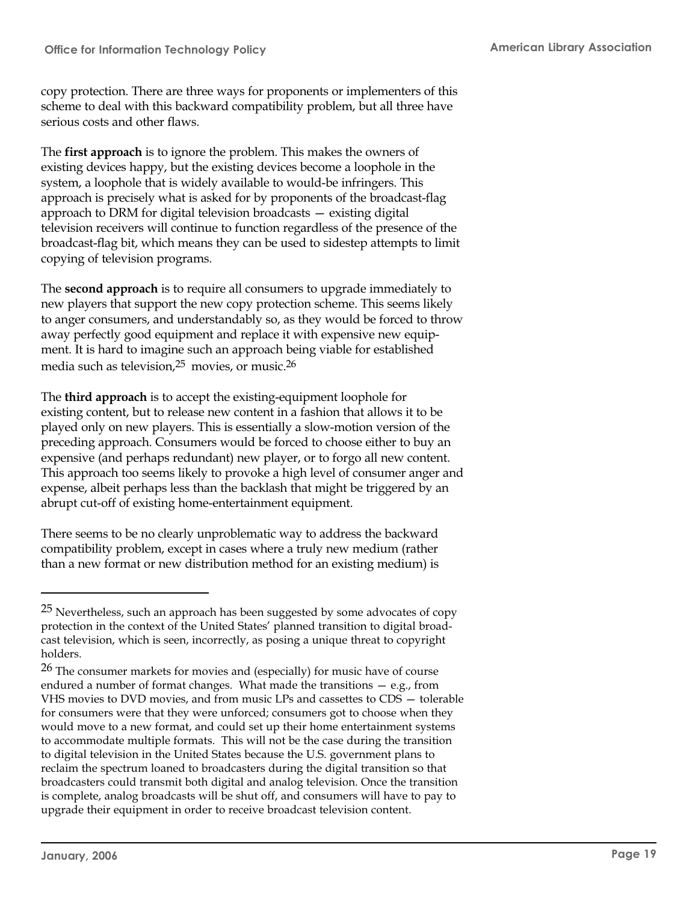copy protection. There are three ways for proponents or implementers of this scheme to deal with this backward compatibility problem, but all three have serious costs and other flaws.

The **first approach** is to ignore the problem. This makes the owners of existing devices happy, but the existing devices become a loophole in the system, a loophole that is widely available to would-be infringers. This approach is precisely what is asked for by proponents of the broadcast-flag approach to DRM for digital television broadcasts — existing digital television receivers will continue to function regardless of the presence of the broadcast-flag bit, which means they can be used to sidestep attempts to limit copying of television programs.

The **second approach** is to require all consumers to upgrade immediately to new players that support the new copy protection scheme. This seems likely to anger consumers, and understandably so, as they would be forced to throw away perfectly good equipment and replace it with expensive new equipment. It is hard to imagine such an approach being viable for established media such as television,[25] movies, or music.[26]

The **third approach** is to accept the existing-equipment loophole for existing content, but to release new content in a fashion that allows it to be played only on new players. This is essentially a slow-motion version of the preceding approach. Consumers would be forced to choose either to buy an expensive (and perhaps redundant) new player, or to forgo all new content. This approach too seems likely to provoke a high level of consumer anger and expense, albeit perhaps less than the backlash that might be triggered by an abrupt cut-off of existing home-entertainment equipment.

There seems to be no clearly unproblematic way to address the backward compatibility problem, except in cases where a truly new medium (rather than a new format or new distribution method for an existing medium) is

---

[25] Nevertheless, such an approach has been suggested by some advocates of copy protection in the context of the United States' planned transition to digital broadcast television, which is seen, incorrectly, as posing a unique threat to copyright holders.

[26] The consumer markets for movies and (especially) for music have of course endured a number of format changes. What made the transitions — e.g., from VHS movies to DVD movies, and from music LPs and cassettes to CDS — tolerable for consumers were that they were unforced; consumers got to choose when they would move to a new format, and could set up their home entertainment systems to accommodate multiple formats. This will not be the case during the transition to digital television in the United States because the U.S. government plans to reclaim the spectrum loaned to broadcasters during the digital transition so that broadcasters could transmit both digital and analog television. Once the transition is complete, analog broadcasts will be shut off, and consumers will have to pay to upgrade their equipment in order to receive broadcast television content.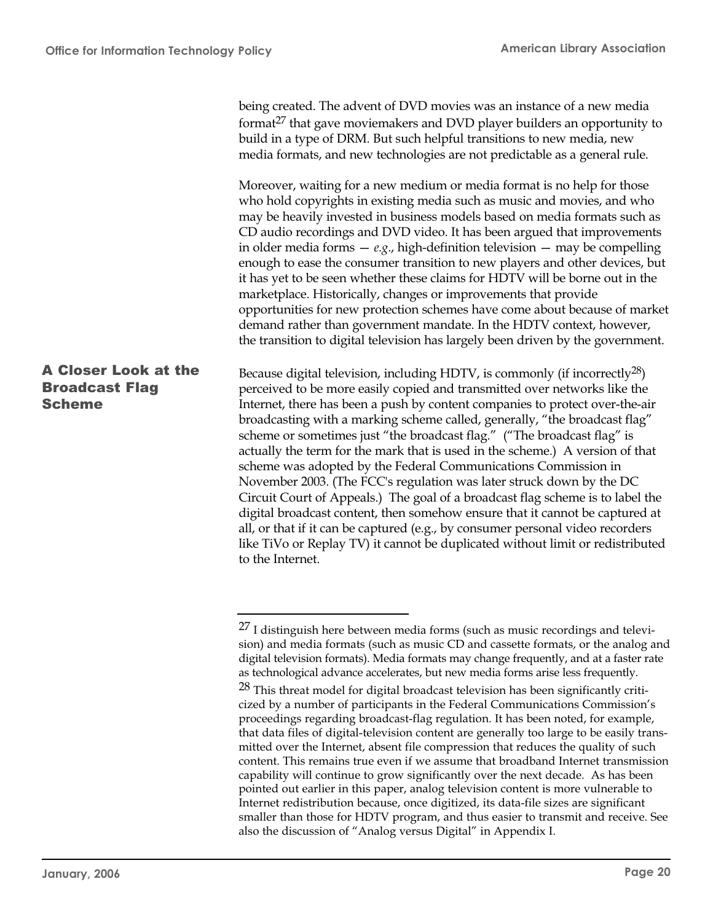being created. The advent of DVD movies was an instance of a new media format[27] that gave moviemakers and DVD player builders an opportunity to build in a type of DRM. But such helpful transitions to new media, new media formats, and new technologies are not predictable as a general rule.

Moreover, waiting for a new medium or media format is no help for those who hold copyrights in existing media such as music and movies, and who may be heavily invested in business models based on media formats such as CD audio recordings and DVD video. It has been argued that improvements in older media forms — *e.g*., high-definition television — may be compelling enough to ease the consumer transition to new players and other devices, but it has yet to be seen whether these claims for HDTV will be borne out in the marketplace. Historically, changes or improvements that provide opportunities for new protection schemes have come about because of market demand rather than government mandate. In the HDTV context, however, the transition to digital television has largely been driven by the government.

## A Closer Look at the Broadcast Flag Scheme

Because digital television, including HDTV, is commonly (if incorrectly[28]) perceived to be more easily copied and transmitted over networks like the Internet, there has been a push by content companies to protect over-the-air broadcasting with a marking scheme called, generally, "the broadcast flag" scheme or sometimes just "the broadcast flag." ("The broadcast flag" is actually the term for the mark that is used in the scheme.) A version of that scheme was adopted by the Federal Communications Commission in November 2003. (The FCC's regulation was later struck down by the DC Circuit Court of Appeals.) The goal of a broadcast flag scheme is to label the digital broadcast content, then somehow ensure that it cannot be captured at all, or that if it can be captured (e.g., by consumer personal video recorders like TiVo or Replay TV) it cannot be duplicated without limit or redistributed to the Internet.

---

[27] I distinguish here between media forms (such as music recordings and television) and media formats (such as music CD and cassette formats, or the analog and digital television formats). Media formats may change frequently, and at a faster rate as technological advance accelerates, but new media forms arise less frequently.

[28] This threat model for digital broadcast television has been significantly criticized by a number of participants in the Federal Communications Commission's proceedings regarding broadcast-flag regulation. It has been noted, for example, that data files of digital-television content are generally too large to be easily transmitted over the Internet, absent file compression that reduces the quality of such content. This remains true even if we assume that broadband Internet transmission capability will continue to grow significantly over the next decade. As has been pointed out earlier in this paper, analog television content is more vulnerable to Internet redistribution because, once digitized, its data-file sizes are significant smaller than those for HDTV program, and thus easier to transmit and receive. See also the discussion of "Analog versus Digital" in Appendix I.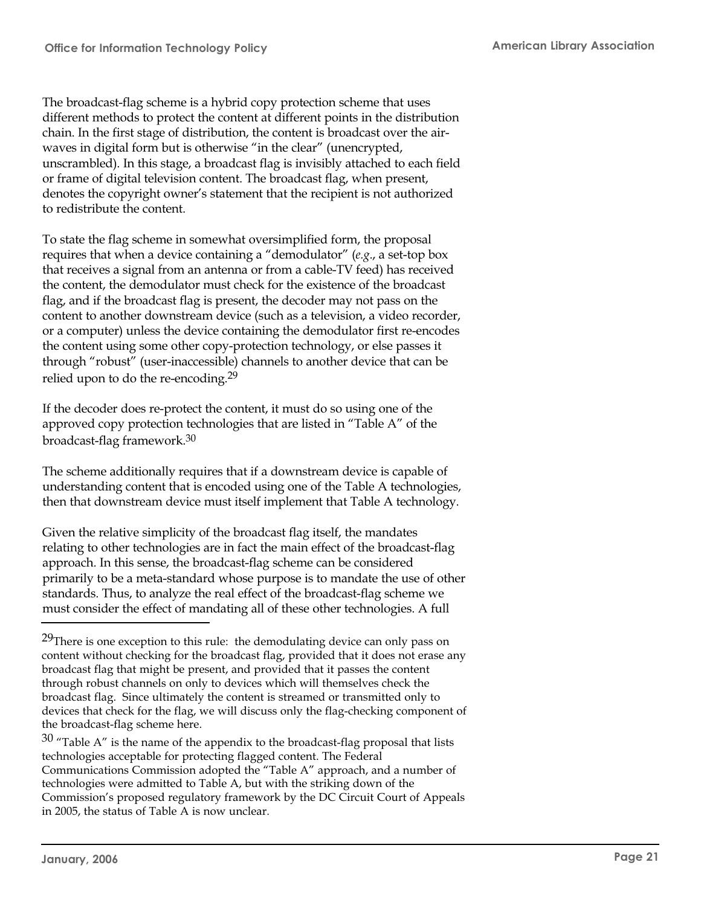The broadcast-flag scheme is a hybrid copy protection scheme that uses different methods to protect the content at different points in the distribution chain. In the first stage of distribution, the content is broadcast over the air-waves in digital form but is otherwise "in the clear" (unencrypted, unscrambled). In this stage, a broadcast flag is invisibly attached to each field or frame of digital television content. The broadcast flag, when present, denotes the copyright owner's statement that the recipient is not authorized to redistribute the content.

To state the flag scheme in somewhat oversimplified form, the proposal requires that when a device containing a "demodulator" (*e.g*., a set-top box that receives a signal from an antenna or from a cable-TV feed) has received the content, the demodulator must check for the existence of the broadcast flag, and if the broadcast flag is present, the decoder may not pass on the content to another downstream device (such as a television, a video recorder, or a computer) unless the device containing the demodulator first re-encodes the content using some other copy-protection technology, or else passes it through "robust" (user-inaccessible) channels to another device that can be relied upon to do the re-encoding.[29]

If the decoder does re-protect the content, it must do so using one of the approved copy protection technologies that are listed in "Table A" of the broadcast-flag framework.[30]

The scheme additionally requires that if a downstream device is capable of understanding content that is encoded using one of the Table A technologies, then that downstream device must itself implement that Table A technology.

Given the relative simplicity of the broadcast flag itself, the mandates relating to other technologies are in fact the main effect of the broadcast-flag approach. In this sense, the broadcast-flag scheme can be considered primarily to be a meta-standard whose purpose is to mandate the use of other standards. Thus, to analyze the real effect of the broadcast-flag scheme we must consider the effect of mandating all of these other technologies. A full

---

[29] There is one exception to this rule: the demodulating device can only pass on content without checking for the broadcast flag, provided that it does not erase any broadcast flag that might be present, and provided that it passes the content through robust channels on only to devices which will themselves check the broadcast flag. Since ultimately the content is streamed or transmitted only to devices that check for the flag, we will discuss only the flag-checking component of the broadcast-flag scheme here.

[30] "Table A" is the name of the appendix to the broadcast-flag proposal that lists technologies acceptable for protecting flagged content. The Federal Communications Commission adopted the "Table A" approach, and a number of technologies were admitted to Table A, but with the striking down of the Commission's proposed regulatory framework by the DC Circuit Court of Appeals in 2005, the status of Table A is now unclear.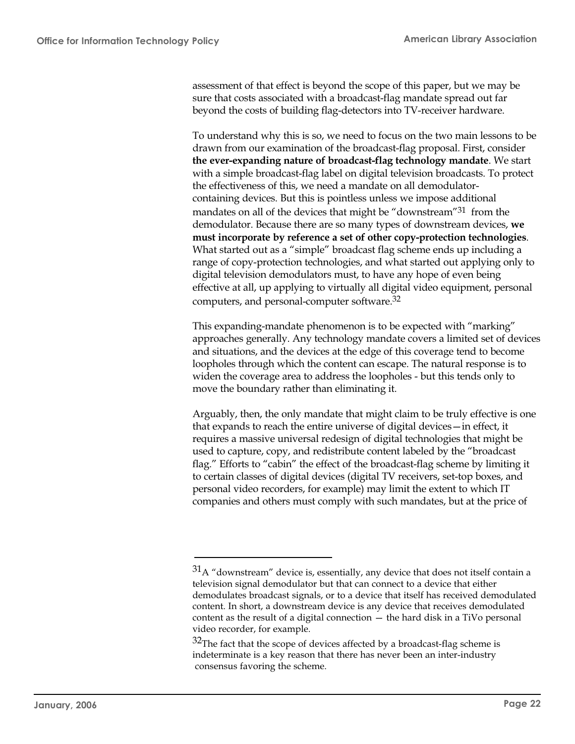assessment of that effect is beyond the scope of this paper, but we may be sure that costs associated with a broadcast-flag mandate spread out far beyond the costs of building flag-detectors into TV-receiver hardware.

To understand why this is so, we need to focus on the two main lessons to be drawn from our examination of the broadcast-flag proposal. First, consider **the ever-expanding nature of broadcast-flag technology mandate**. We start with a simple broadcast-flag label on digital television broadcasts. To protect the effectiveness of this, we need a mandate on all demodulator-containing devices. But this is pointless unless we impose additional mandates on all of the devices that might be "downstream"[31] from the demodulator. Because there are so many types of downstream devices, **we must incorporate by reference a set of other copy-protection technologies**. What started out as a "simple" broadcast flag scheme ends up including a range of copy-protection technologies, and what started out applying only to digital television demodulators must, to have any hope of even being effective at all, up applying to virtually all digital video equipment, personal computers, and personal-computer software.[32]

This expanding-mandate phenomenon is to be expected with "marking" approaches generally. Any technology mandate covers a limited set of devices and situations, and the devices at the edge of this coverage tend to become loopholes through which the content can escape. The natural response is to widen the coverage area to address the loopholes - but this tends only to move the boundary rather than eliminating it.

Arguably, then, the only mandate that might claim to be truly effective is one that expands to reach the entire universe of digital devices—in effect, it requires a massive universal redesign of digital technologies that might be used to capture, copy, and redistribute content labeled by the "broadcast flag." Efforts to "cabin" the effect of the broadcast-flag scheme by limiting it to certain classes of digital devices (digital TV receivers, set-top boxes, and personal video recorders, for example) may limit the extent to which IT companies and others must comply with such mandates, but at the price of

---

[31] A "downstream" device is, essentially, any device that does not itself contain a television signal demodulator but that can connect to a device that either demodulates broadcast signals, or to a device that itself has received demodulated content. In short, a downstream device is any device that receives demodulated content as the result of a digital connection — the hard disk in a TiVo personal video recorder, for example.

[32] The fact that the scope of devices affected by a broadcast-flag scheme is indeterminate is a key reason that there has never been an inter-industry consensus favoring the scheme.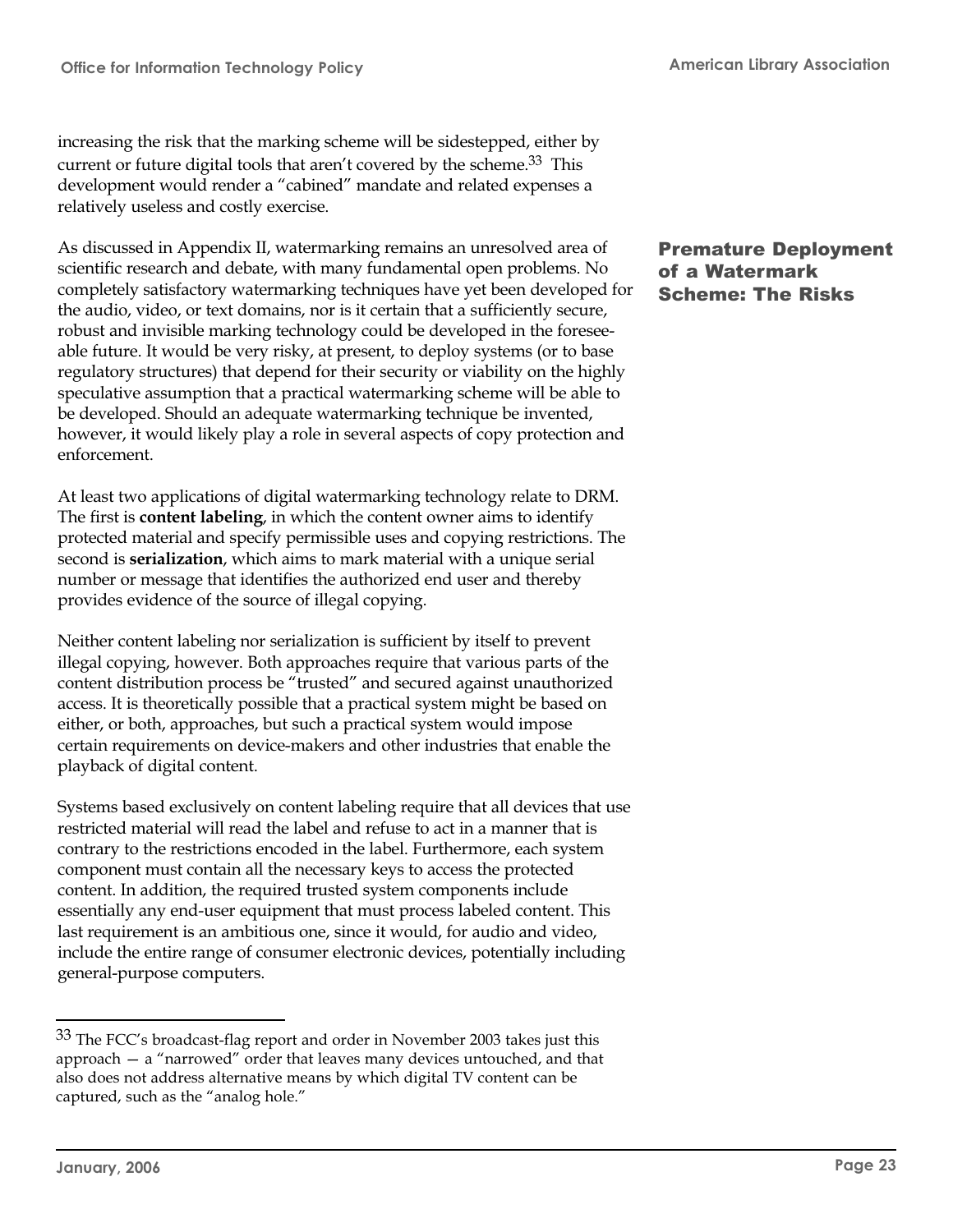increasing the risk that the marking scheme will be sidestepped, either by current or future digital tools that aren't covered by the scheme.[33] This development would render a "cabined" mandate and related expenses a relatively useless and costly exercise.

## Premature Deployment of a Watermark Scheme: The Risks

As discussed in Appendix II, watermarking remains an unresolved area of scientific research and debate, with many fundamental open problems. No completely satisfactory watermarking techniques have yet been developed for the audio, video, or text domains, nor is it certain that a sufficiently secure, robust and invisible marking technology could be developed in the foreseeable future. It would be very risky, at present, to deploy systems (or to base regulatory structures) that depend for their security or viability on the highly speculative assumption that a practical watermarking scheme will be able to be developed. Should an adequate watermarking technique be invented, however, it would likely play a role in several aspects of copy protection and enforcement.

At least two applications of digital watermarking technology relate to DRM. The first is **content labeling**, in which the content owner aims to identify protected material and specify permissible uses and copying restrictions. The second is **serialization**, which aims to mark material with a unique serial number or message that identifies the authorized end user and thereby provides evidence of the source of illegal copying.

Neither content labeling nor serialization is sufficient by itself to prevent illegal copying, however. Both approaches require that various parts of the content distribution process be "trusted" and secured against unauthorized access. It is theoretically possible that a practical system might be based on either, or both, approaches, but such a practical system would impose certain requirements on device-makers and other industries that enable the playback of digital content.

Systems based exclusively on content labeling require that all devices that use restricted material will read the label and refuse to act in a manner that is contrary to the restrictions encoded in the label. Furthermore, each system component must contain all the necessary keys to access the protected content. In addition, the required trusted system components include essentially any end-user equipment that must process labeled content. This last requirement is an ambitious one, since it would, for audio and video, include the entire range of consumer electronic devices, potentially including general-purpose computers.

---

[33] The FCC's broadcast-flag report and order in November 2003 takes just this approach — a "narrowed" order that leaves many devices untouched, and that also does not address alternative means by which digital TV content can be captured, such as the "analog hole."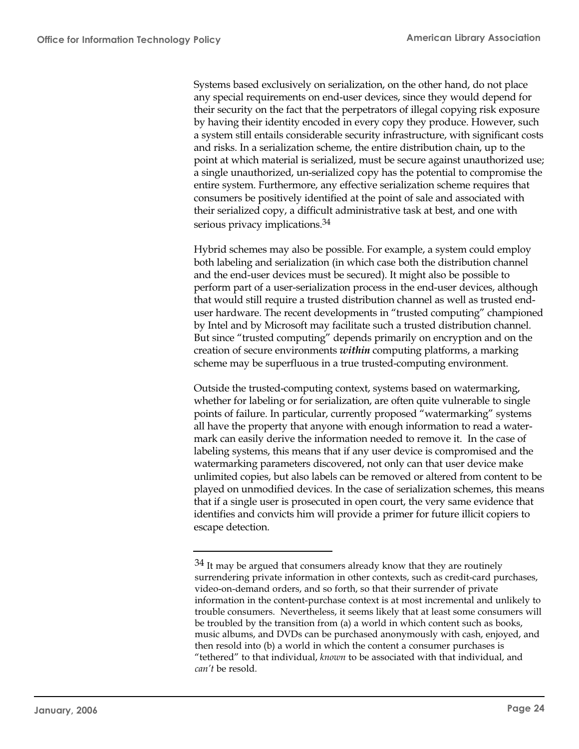Systems based exclusively on serialization, on the other hand, do not place any special requirements on end-user devices, since they would depend for their security on the fact that the perpetrators of illegal copying risk exposure by having their identity encoded in every copy they produce. However, such a system still entails considerable security infrastructure, with significant costs and risks. In a serialization scheme, the entire distribution chain, up to the point at which material is serialized, must be secure against unauthorized use; a single unauthorized, un-serialized copy has the potential to compromise the entire system. Furthermore, any effective serialization scheme requires that consumers be positively identified at the point of sale and associated with their serialized copy, a difficult administrative task at best, and one with serious privacy implications.[34]

Hybrid schemes may also be possible. For example, a system could employ both labeling and serialization (in which case both the distribution channel and the end-user devices must be secured). It might also be possible to perform part of a user-serialization process in the end-user devices, although that would still require a trusted distribution channel as well as trusted end-user hardware. The recent developments in "trusted computing" championed by Intel and by Microsoft may facilitate such a trusted distribution channel. But since "trusted computing" depends primarily on encryption and on the creation of secure environments ***within*** computing platforms, a marking scheme may be superfluous in a true trusted-computing environment.

Outside the trusted-computing context, systems based on watermarking, whether for labeling or for serialization, are often quite vulnerable to single points of failure. In particular, currently proposed "watermarking" systems all have the property that anyone with enough information to read a watermark can easily derive the information needed to remove it. In the case of labeling systems, this means that if any user device is compromised and the watermarking parameters discovered, not only can that user device make unlimited copies, but also labels can be removed or altered from content to be played on unmodified devices. In the case of serialization schemes, this means that if a single user is prosecuted in open court, the very same evidence that identifies and convicts him will provide a primer for future illicit copiers to escape detection.

---

[34] It may be argued that consumers already know that they are routinely surrendering private information in other contexts, such as credit-card purchases, video-on-demand orders, and so forth, so that their surrender of private information in the content-purchase context is at most incremental and unlikely to trouble consumers. Nevertheless, it seems likely that at least some consumers will be troubled by the transition from (a) a world in which content such as books, music albums, and DVDs can be purchased anonymously with cash, enjoyed, and then resold into (b) a world in which the content a consumer purchases is "tethered" to that individual, *known* to be associated with that individual, and *can't* be resold.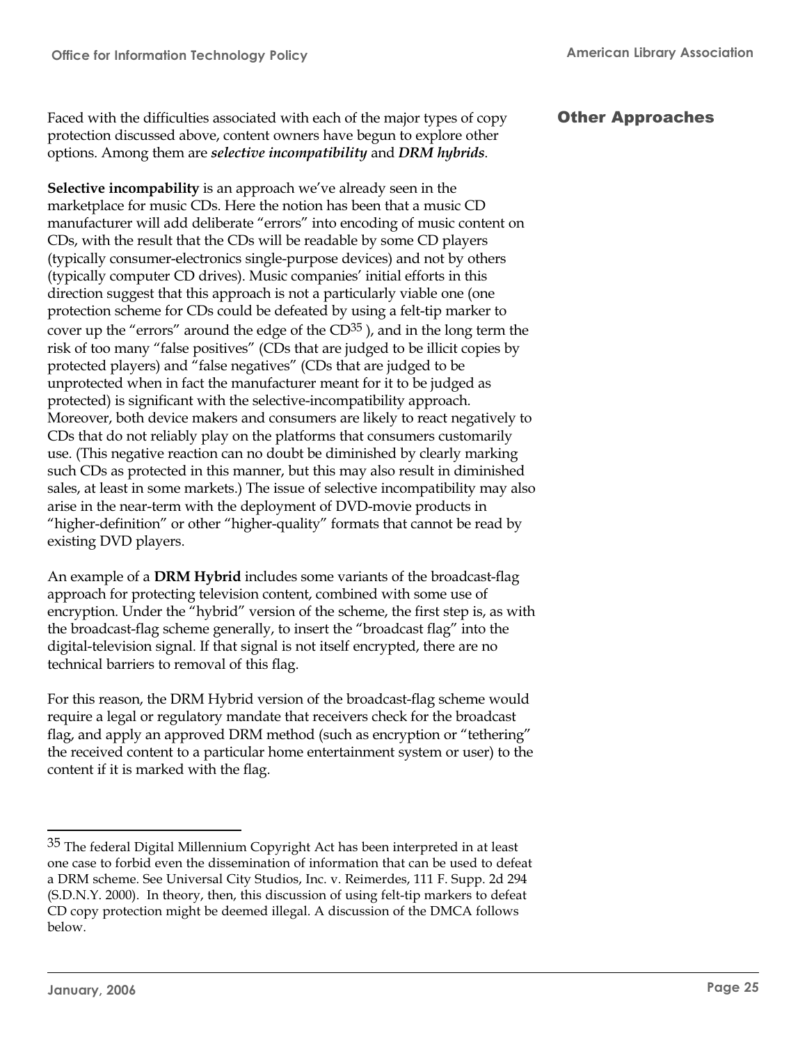## Other Approaches

Faced with the difficulties associated with each of the major types of copy protection discussed above, content owners have begun to explore other options. Among them are ***selective incompatibility*** and ***DRM hybrids***.

**Selective incompability** is an approach we've already seen in the marketplace for music CDs. Here the notion has been that a music CD manufacturer will add deliberate "errors" into encoding of music content on CDs, with the result that the CDs will be readable by some CD players (typically consumer-electronics single-purpose devices) and not by others (typically computer CD drives). Music companies' initial efforts in this direction suggest that this approach is not a particularly viable one (one protection scheme for CDs could be defeated by using a felt-tip marker to cover up the "errors" around the edge of the CD[35] ), and in the long term the risk of too many "false positives" (CDs that are judged to be illicit copies by protected players) and "false negatives" (CDs that are judged to be unprotected when in fact the manufacturer meant for it to be judged as protected) is significant with the selective-incompatibility approach. Moreover, both device makers and consumers are likely to react negatively to CDs that do not reliably play on the platforms that consumers customarily use. (This negative reaction can no doubt be diminished by clearly marking such CDs as protected in this manner, but this may also result in diminished sales, at least in some markets.) The issue of selective incompatibility may also arise in the near-term with the deployment of DVD-movie products in "higher-definition" or other "higher-quality" formats that cannot be read by existing DVD players.

An example of a **DRM Hybrid** includes some variants of the broadcast-flag approach for protecting television content, combined with some use of encryption. Under the "hybrid" version of the scheme, the first step is, as with the broadcast-flag scheme generally, to insert the "broadcast flag" into the digital-television signal. If that signal is not itself encrypted, there are no technical barriers to removal of this flag.

For this reason, the DRM Hybrid version of the broadcast-flag scheme would require a legal or regulatory mandate that receivers check for the broadcast flag, and apply an approved DRM method (such as encryption or "tethering" the received content to a particular home entertainment system or user) to the content if it is marked with the flag.

---

[35] The federal Digital Millennium Copyright Act has been interpreted in at least one case to forbid even the dissemination of information that can be used to defeat a DRM scheme. See Universal City Studios, Inc. v. Reimerdes, 111 F. Supp. 2d 294 (S.D.N.Y. 2000). In theory, then, this discussion of using felt-tip markers to defeat CD copy protection might be deemed illegal. A discussion of the DMCA follows below.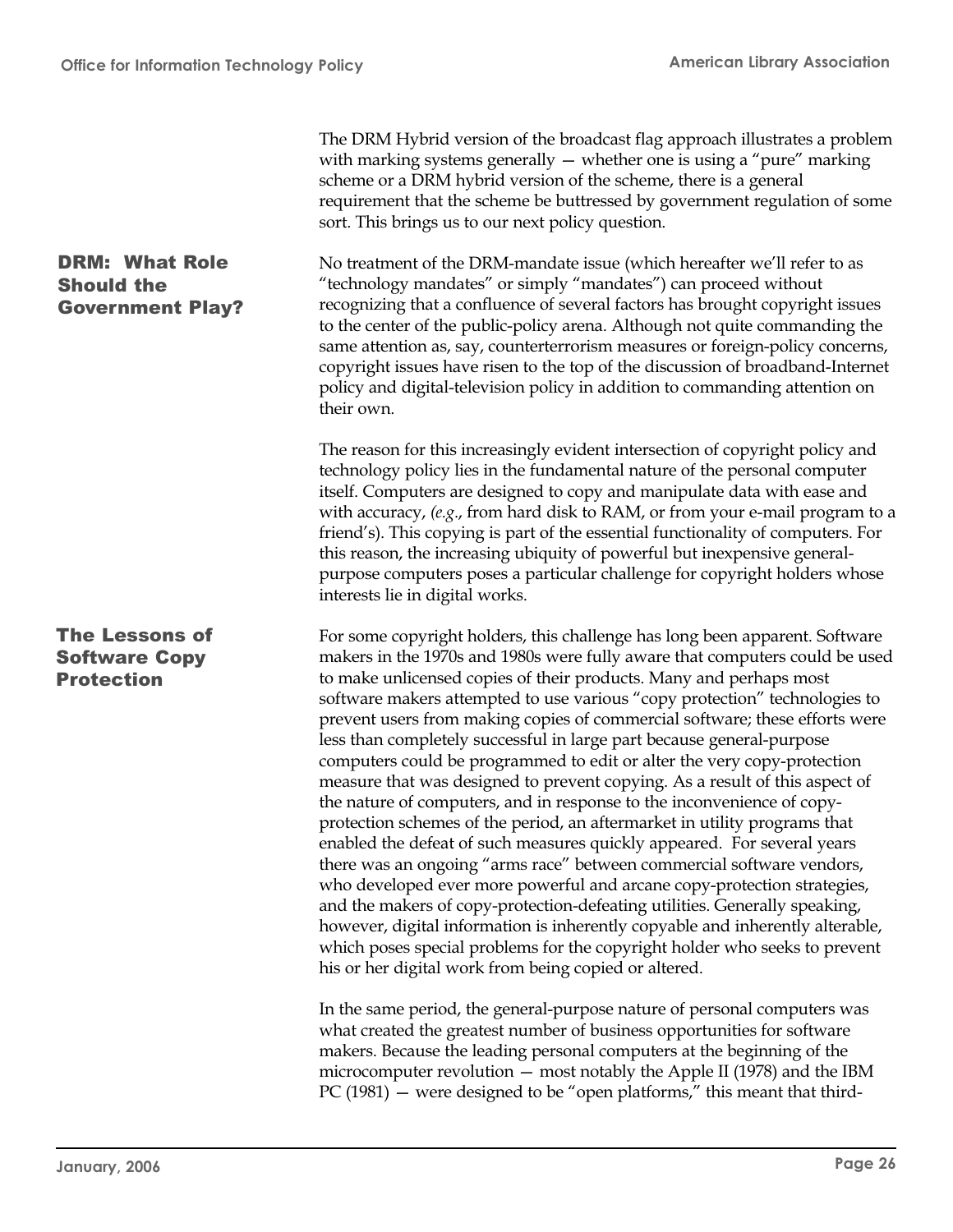The DRM Hybrid version of the broadcast flag approach illustrates a problem with marking systems generally — whether one is using a "pure" marking scheme or a DRM hybrid version of the scheme, there is a general requirement that the scheme be buttressed by government regulation of some sort. This brings us to our next policy question.

## DRM: What Role Should the Government Play?

No treatment of the DRM-mandate issue (which hereafter we'll refer to as "technology mandates" or simply "mandates") can proceed without recognizing that a confluence of several factors has brought copyright issues to the center of the public-policy arena. Although not quite commanding the same attention as, say, counterterrorism measures or foreign-policy concerns, copyright issues have risen to the top of the discussion of broadband-Internet policy and digital-television policy in addition to commanding attention on their own.

The reason for this increasingly evident intersection of copyright policy and technology policy lies in the fundamental nature of the personal computer itself. Computers are designed to copy and manipulate data with ease and with accuracy, (*e.g*., from hard disk to RAM, or from your e-mail program to a friend's). This copying is part of the essential functionality of computers. For this reason, the increasing ubiquity of powerful but inexpensive general-purpose computers poses a particular challenge for copyright holders whose interests lie in digital works.

## The Lessons of Software Copy Protection

For some copyright holders, this challenge has long been apparent. Software makers in the 1970s and 1980s were fully aware that computers could be used to make unlicensed copies of their products. Many and perhaps most software makers attempted to use various "copy protection" technologies to prevent users from making copies of commercial software; these efforts were less than completely successful in large part because general-purpose computers could be programmed to edit or alter the very copy-protection measure that was designed to prevent copying. As a result of this aspect of the nature of computers, and in response to the inconvenience of copy-protection schemes of the period, an aftermarket in utility programs that enabled the defeat of such measures quickly appeared. For several years there was an ongoing "arms race" between commercial software vendors, who developed ever more powerful and arcane copy-protection strategies, and the makers of copy-protection-defeating utilities. Generally speaking, however, digital information is inherently copyable and inherently alterable, which poses special problems for the copyright holder who seeks to prevent his or her digital work from being copied or altered.

In the same period, the general-purpose nature of personal computers was what created the greatest number of business opportunities for software makers. Because the leading personal computers at the beginning of the microcomputer revolution — most notably the Apple II (1978) and the IBM PC (1981) — were designed to be "open platforms," this meant that third-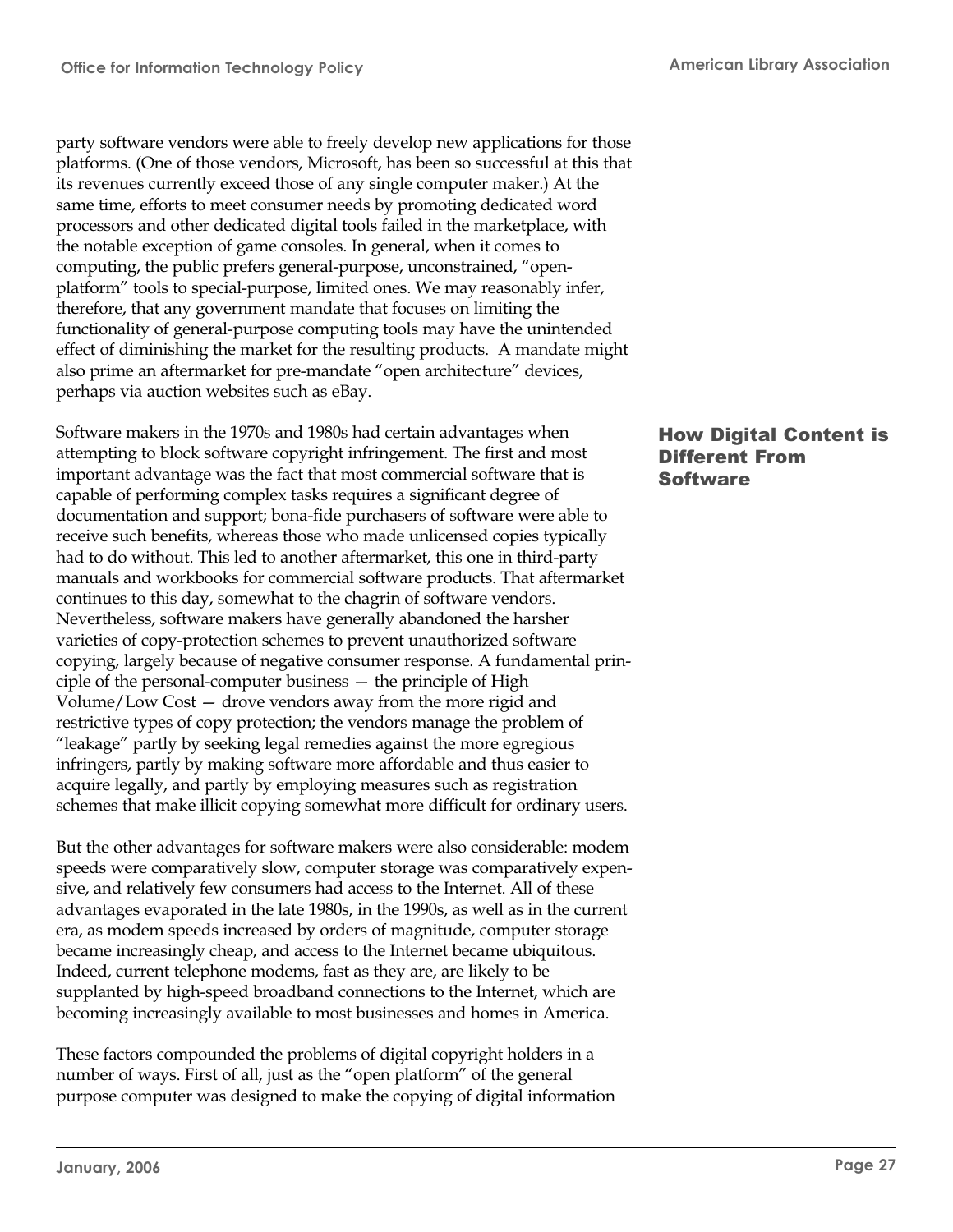party software vendors were able to freely develop new applications for those platforms. (One of those vendors, Microsoft, has been so successful at this that its revenues currently exceed those of any single computer maker.) At the same time, efforts to meet consumer needs by promoting dedicated word processors and other dedicated digital tools failed in the marketplace, with the notable exception of game consoles. In general, when it comes to computing, the public prefers general-purpose, unconstrained, "open-platform" tools to special-purpose, limited ones. We may reasonably infer, therefore, that any government mandate that focuses on limiting the functionality of general-purpose computing tools may have the unintended effect of diminishing the market for the resulting products. A mandate might also prime an aftermarket for pre-mandate "open architecture" devices, perhaps via auction websites such as eBay.

## How Digital Content is Different From Software

Software makers in the 1970s and 1980s had certain advantages when attempting to block software copyright infringement. The first and most important advantage was the fact that most commercial software that is capable of performing complex tasks requires a significant degree of documentation and support; bona-fide purchasers of software were able to receive such benefits, whereas those who made unlicensed copies typically had to do without. This led to another aftermarket, this one in third-party manuals and workbooks for commercial software products. That aftermarket continues to this day, somewhat to the chagrin of software vendors. Nevertheless, software makers have generally abandoned the harsher varieties of copy-protection schemes to prevent unauthorized software copying, largely because of negative consumer response. A fundamental principle of the personal-computer business — the principle of High Volume/Low Cost — drove vendors away from the more rigid and restrictive types of copy protection; the vendors manage the problem of "leakage" partly by seeking legal remedies against the more egregious infringers, partly by making software more affordable and thus easier to acquire legally, and partly by employing measures such as registration schemes that make illicit copying somewhat more difficult for ordinary users.

But the other advantages for software makers were also considerable: modem speeds were comparatively slow, computer storage was comparatively expensive, and relatively few consumers had access to the Internet. All of these advantages evaporated in the late 1980s, in the 1990s, as well as in the current era, as modem speeds increased by orders of magnitude, computer storage became increasingly cheap, and access to the Internet became ubiquitous. Indeed, current telephone modems, fast as they are, are likely to be supplanted by high-speed broadband connections to the Internet, which are becoming increasingly available to most businesses and homes in America.

These factors compounded the problems of digital copyright holders in a number of ways. First of all, just as the "open platform" of the general purpose computer was designed to make the copying of digital information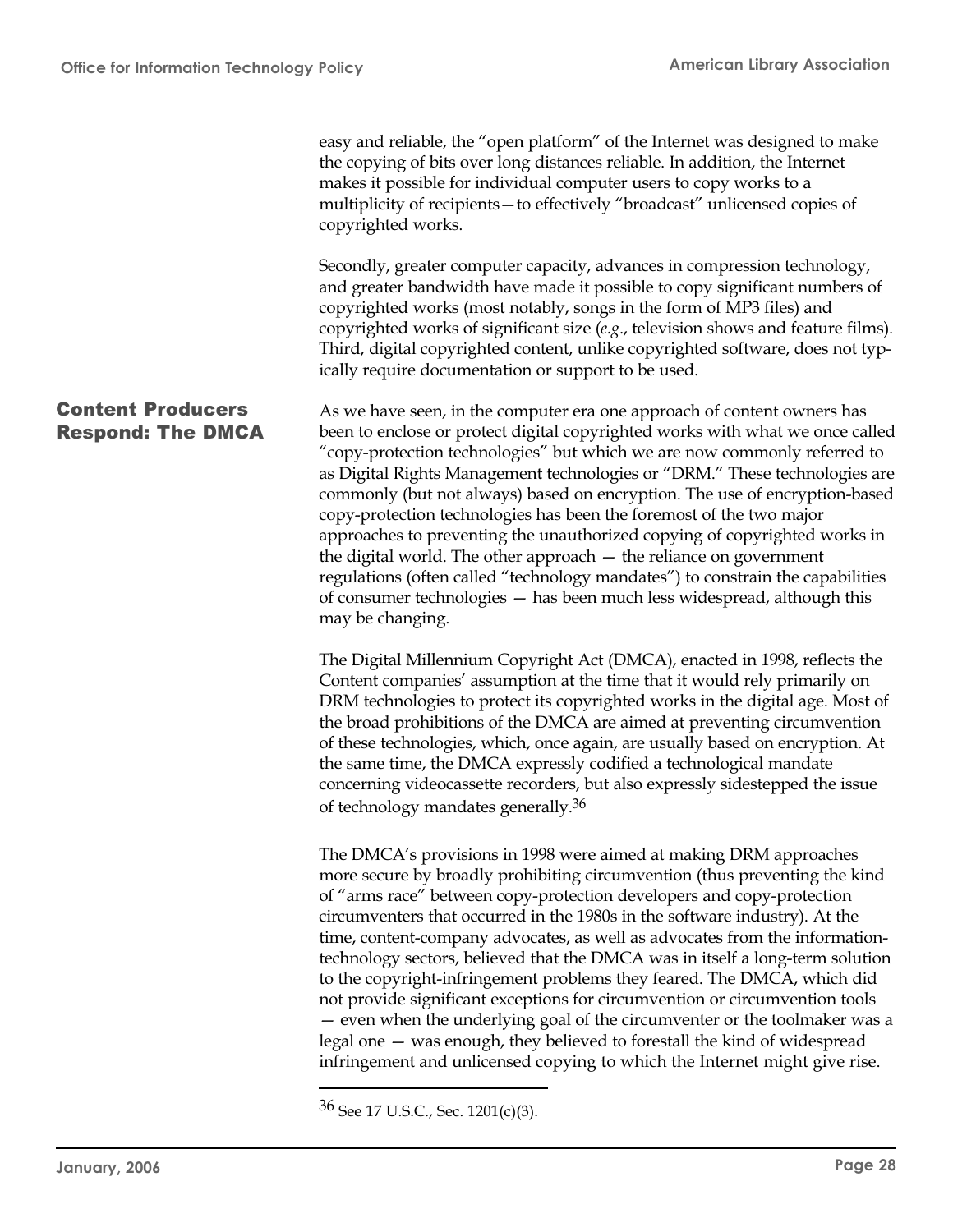easy and reliable, the "open platform" of the Internet was designed to make the copying of bits over long distances reliable. In addition, the Internet makes it possible for individual computer users to copy works to a multiplicity of recipients—to effectively "broadcast" unlicensed copies of copyrighted works.

Secondly, greater computer capacity, advances in compression technology, and greater bandwidth have made it possible to copy significant numbers of copyrighted works (most notably, songs in the form of MP3 files) and copyrighted works of significant size (*e.g*., television shows and feature films). Third, digital copyrighted content, unlike copyrighted software, does not typically require documentation or support to be used.

## Content Producers Respond: The DMCA

As we have seen, in the computer era one approach of content owners has been to enclose or protect digital copyrighted works with what we once called "copy-protection technologies" but which we are now commonly referred to as Digital Rights Management technologies or "DRM." These technologies are commonly (but not always) based on encryption. The use of encryption-based copy-protection technologies has been the foremost of the two major approaches to preventing the unauthorized copying of copyrighted works in the digital world. The other approach — the reliance on government regulations (often called "technology mandates") to constrain the capabilities of consumer technologies — has been much less widespread, although this may be changing.

The Digital Millennium Copyright Act (DMCA), enacted in 1998, reflects the Content companies' assumption at the time that it would rely primarily on DRM technologies to protect its copyrighted works in the digital age. Most of the broad prohibitions of the DMCA are aimed at preventing circumvention of these technologies, which, once again, are usually based on encryption. At the same time, the DMCA expressly codified a technological mandate concerning videocassette recorders, but also expressly sidestepped the issue of technology mandates generally.[36]

The DMCA's provisions in 1998 were aimed at making DRM approaches more secure by broadly prohibiting circumvention (thus preventing the kind of "arms race" between copy-protection developers and copy-protection circumventers that occurred in the 1980s in the software industry). At the time, content-company advocates, as well as advocates from the information-technology sectors, believed that the DMCA was in itself a long-term solution to the copyright-infringement problems they feared. The DMCA, which did not provide significant exceptions for circumvention or circumvention tools — even when the underlying goal of the circumventer or the toolmaker was a legal one — was enough, they believed to forestall the kind of widespread infringement and unlicensed copying to which the Internet might give rise.

---

[36] See 17 U.S.C., Sec. 1201(c)(3).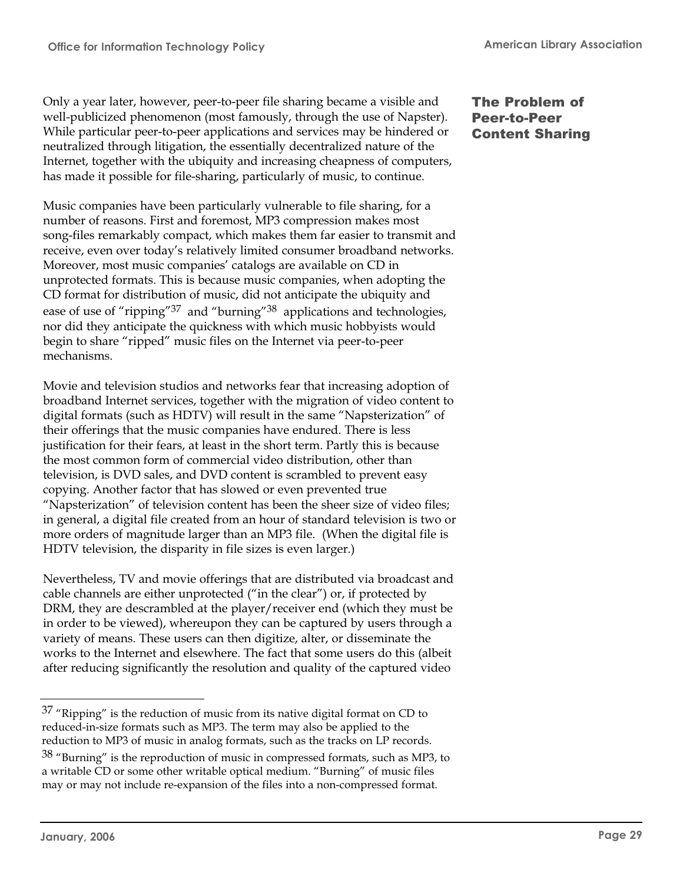## The Problem of Peer-to-Peer Content Sharing

Only a year later, however, peer-to-peer file sharing became a visible and well-publicized phenomenon (most famously, through the use of Napster). While particular peer-to-peer applications and services may be hindered or neutralized through litigation, the essentially decentralized nature of the Internet, together with the ubiquity and increasing cheapness of computers, has made it possible for file-sharing, particularly of music, to continue.

Music companies have been particularly vulnerable to file sharing, for a number of reasons. First and foremost, MP3 compression makes most song-files remarkably compact, which makes them far easier to transmit and receive, even over today's relatively limited consumer broadband networks. Moreover, most music companies' catalogs are available on CD in unprotected formats. This is because music companies, when adopting the CD format for distribution of music, did not anticipate the ubiquity and ease of use of "ripping"[37] and "burning"[38] applications and technologies, nor did they anticipate the quickness with which music hobbyists would begin to share "ripped" music files on the Internet via peer-to-peer mechanisms.

Movie and television studios and networks fear that increasing adoption of broadband Internet services, together with the migration of video content to digital formats (such as HDTV) will result in the same "Napsterization" of their offerings that the music companies have endured. There is less justification for their fears, at least in the short term. Partly this is because the most common form of commercial video distribution, other than television, is DVD sales, and DVD content is scrambled to prevent easy copying. Another factor that has slowed or even prevented true "Napsterization" of television content has been the sheer size of video files; in general, a digital file created from an hour of standard television is two or more orders of magnitude larger than an MP3 file. (When the digital file is HDTV television, the disparity in file sizes is even larger.)

Nevertheless, TV and movie offerings that are distributed via broadcast and cable channels are either unprotected ("in the clear") or, if protected by DRM, they are descrambled at the player/receiver end (which they must be in order to be viewed), whereupon they can be captured by users through a variety of means. These users can then digitize, alter, or disseminate the works to the Internet and elsewhere. The fact that some users do this (albeit after reducing significantly the resolution and quality of the captured video

---

[37] "Ripping" is the reduction of music from its native digital format on CD to reduced-in-size formats such as MP3. The term may also be applied to the reduction to MP3 of music in analog formats, such as the tracks on LP records.

[38] "Burning" is the reproduction of music in compressed formats, such as MP3, to a writable CD or some other writable optical medium. "Burning" of music files may or may not include re-expansion of the files into a non-compressed format.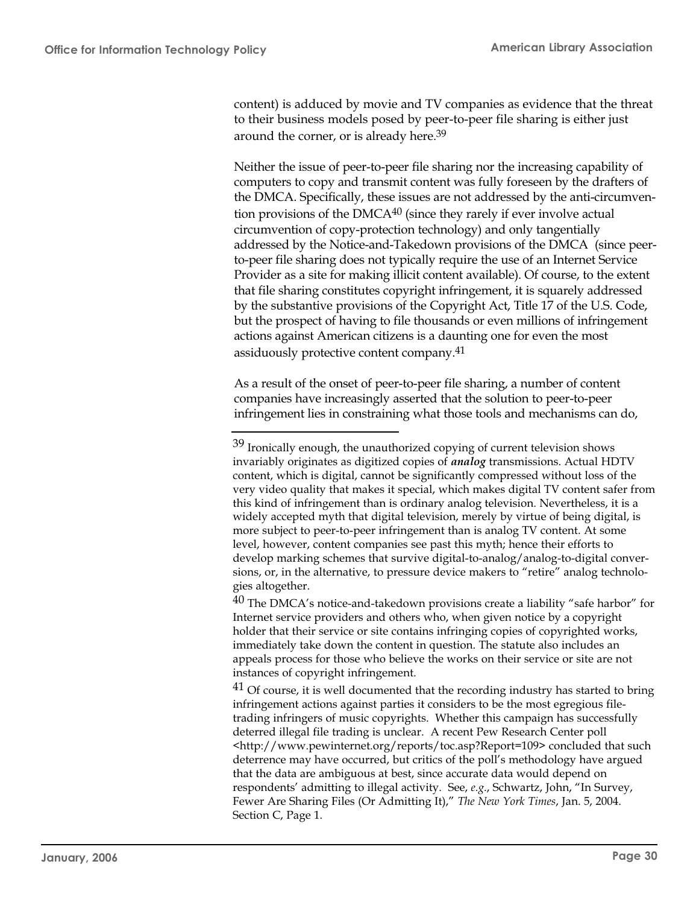content) is adduced by movie and TV companies as evidence that the threat to their business models posed by peer-to-peer file sharing is either just around the corner, or is already here.[39]

Neither the issue of peer-to-peer file sharing nor the increasing capability of computers to copy and transmit content was fully foreseen by the drafters of the DMCA. Specifically, these issues are not addressed by the anti-circumvention provisions of the DMCA[40] (since they rarely if ever involve actual circumvention of copy-protection technology) and only tangentially addressed by the Notice-and-Takedown provisions of the DMCA (since peer-to-peer file sharing does not typically require the use of an Internet Service Provider as a site for making illicit content available). Of course, to the extent that file sharing constitutes copyright infringement, it is squarely addressed by the substantive provisions of the Copyright Act, Title 17 of the U.S. Code, but the prospect of having to file thousands or even millions of infringement actions against American citizens is a daunting one for even the most assiduously protective content company.[41]

As a result of the onset of peer-to-peer file sharing, a number of content companies have increasingly asserted that the solution to peer-to-peer infringement lies in constraining what those tools and mechanisms can do,

---

[39] Ironically enough, the unauthorized copying of current television shows invariably originates as digitized copies of ***analog*** transmissions. Actual HDTV content, which is digital, cannot be significantly compressed without loss of the very video quality that makes it special, which makes digital TV content safer from this kind of infringement than is ordinary analog television. Nevertheless, it is a widely accepted myth that digital television, merely by virtue of being digital, is more subject to peer-to-peer infringement than is analog TV content. At some level, however, content companies see past this myth; hence their efforts to develop marking schemes that survive digital-to-analog/analog-to-digital conversions, or, in the alternative, to pressure device makers to "retire" analog technologies altogether.

[40] The DMCA's notice-and-takedown provisions create a liability "safe harbor" for Internet service providers and others who, when given notice by a copyright holder that their service or site contains infringing copies of copyrighted works, immediately take down the content in question. The statute also includes an appeals process for those who believe the works on their service or site are not instances of copyright infringement.

[41] Of course, it is well documented that the recording industry has started to bring infringement actions against parties it considers to be the most egregious file-trading infringers of music copyrights. Whether this campaign has successfully deterred illegal file trading is unclear. A recent Pew Research Center poll <http://www.pewinternet.org/reports/toc.asp?Report=109> concluded that such deterrence may have occurred, but critics of the poll's methodology have argued that the data are ambiguous at best, since accurate data would depend on respondents' admitting to illegal activity. See, *e.g.*, Schwartz, John, "In Survey, Fewer Are Sharing Files (Or Admitting It)," *The New York Times*, Jan. 5, 2004. Section C, Page 1.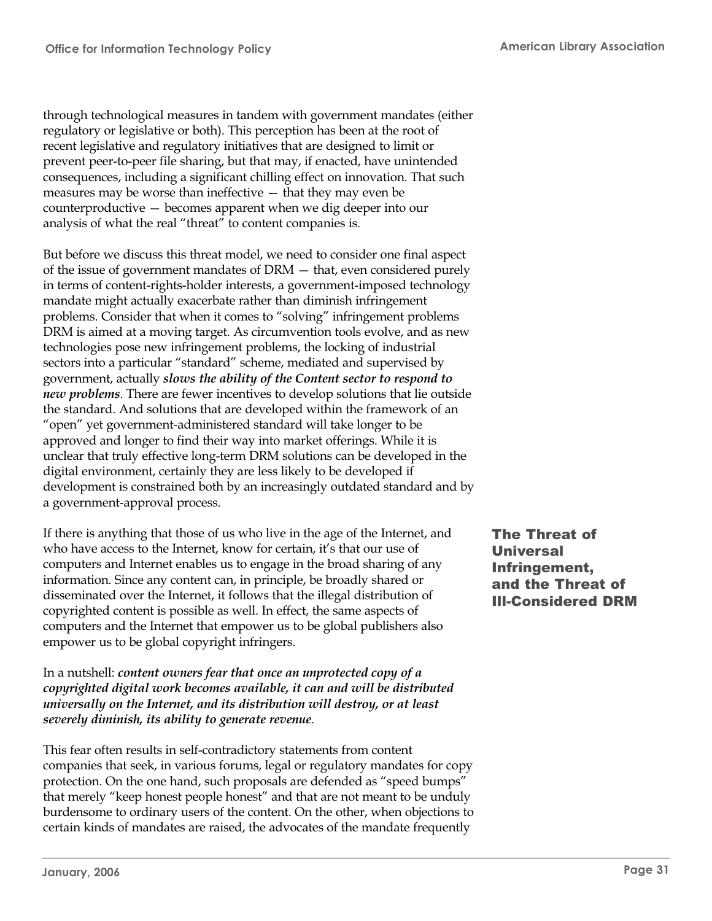through technological measures in tandem with government mandates (either regulatory or legislative or both). This perception has been at the root of recent legislative and regulatory initiatives that are designed to limit or prevent peer-to-peer file sharing, but that may, if enacted, have unintended consequences, including a significant chilling effect on innovation. That such measures may be worse than ineffective — that they may even be counterproductive — becomes apparent when we dig deeper into our analysis of what the real "threat" to content companies is.

But before we discuss this threat model, we need to consider one final aspect of the issue of government mandates of DRM — that, even considered purely in terms of content-rights-holder interests, a government-imposed technology mandate might actually exacerbate rather than diminish infringement problems. Consider that when it comes to "solving" infringement problems DRM is aimed at a moving target. As circumvention tools evolve, and as new technologies pose new infringement problems, the locking of industrial sectors into a particular "standard" scheme, mediated and supervised by government, actually ***slows the ability of the Content sector to respond to new problems***. There are fewer incentives to develop solutions that lie outside the standard. And solutions that are developed within the framework of an "open" yet government-administered standard will take longer to be approved and longer to find their way into market offerings. While it is unclear that truly effective long-term DRM solutions can be developed in the digital environment, certainly they are less likely to be developed if development is constrained both by an increasingly outdated standard and by a government-approval process.

## The Threat of Universal Infringement, and the Threat of Ill-Considered DRM

If there is anything that those of us who live in the age of the Internet, and who have access to the Internet, know for certain, it's that our use of computers and Internet enables us to engage in the broad sharing of any information. Since any content can, in principle, be broadly shared or disseminated over the Internet, it follows that the illegal distribution of copyrighted content is possible as well. In effect, the same aspects of computers and the Internet that empower us to be global publishers also empower us to be global copyright infringers.

In a nutshell: ***content owners fear that once an unprotected copy of a copyrighted digital work becomes available, it can and will be distributed universally on the Internet, and its distribution will destroy, or at least severely diminish, its ability to generate revenue***.

This fear often results in self-contradictory statements from content companies that seek, in various forums, legal or regulatory mandates for copy protection. On the one hand, such proposals are defended as "speed bumps" that merely "keep honest people honest" and that are not meant to be unduly burdensome to ordinary users of the content. On the other, when objections to certain kinds of mandates are raised, the advocates of the mandate frequently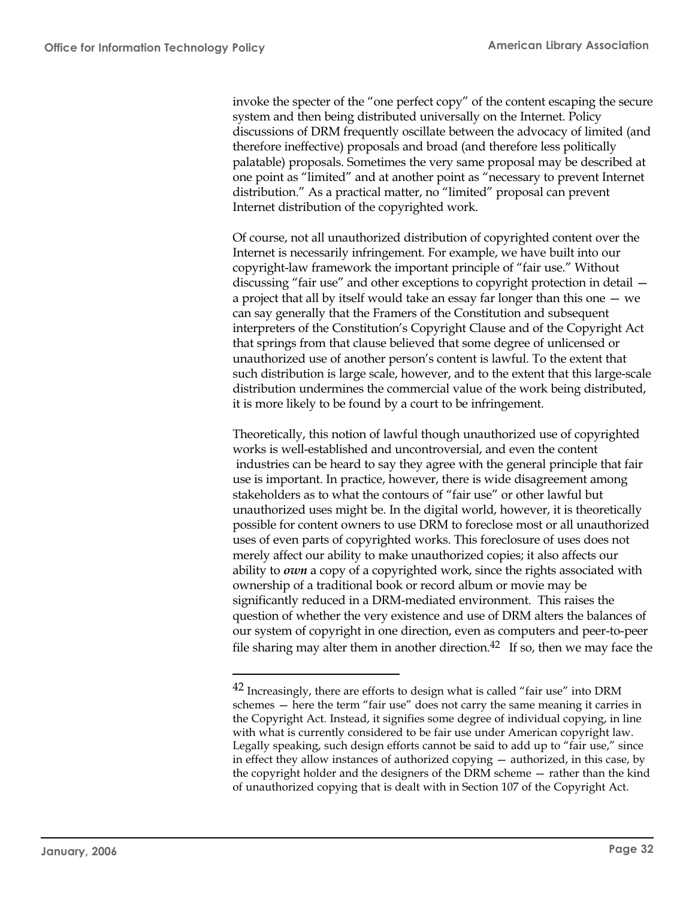invoke the specter of the "one perfect copy" of the content escaping the secure system and then being distributed universally on the Internet. Policy discussions of DRM frequently oscillate between the advocacy of limited (and therefore ineffective) proposals and broad (and therefore less politically palatable) proposals. Sometimes the very same proposal may be described at one point as "limited" and at another point as "necessary to prevent Internet distribution." As a practical matter, no "limited" proposal can prevent Internet distribution of the copyrighted work.

Of course, not all unauthorized distribution of copyrighted content over the Internet is necessarily infringement. For example, we have built into our copyright-law framework the important principle of "fair use." Without discussing "fair use" and other exceptions to copyright protection in detail — a project that all by itself would take an essay far longer than this one — we can say generally that the Framers of the Constitution and subsequent interpreters of the Constitution's Copyright Clause and of the Copyright Act that springs from that clause believed that some degree of unlicensed or unauthorized use of another person's content is lawful. To the extent that such distribution is large scale, however, and to the extent that this large-scale distribution undermines the commercial value of the work being distributed, it is more likely to be found by a court to be infringement.

Theoretically, this notion of lawful though unauthorized use of copyrighted works is well-established and uncontroversial, and even the content industries can be heard to say they agree with the general principle that fair use is important. In practice, however, there is wide disagreement among stakeholders as to what the contours of "fair use" or other lawful but unauthorized uses might be. In the digital world, however, it is theoretically possible for content owners to use DRM to foreclose most or all unauthorized uses of even parts of copyrighted works. This foreclosure of uses does not merely affect our ability to make unauthorized copies; it also affects our ability to ***own*** a copy of a copyrighted work, since the rights associated with ownership of a traditional book or record album or movie may be significantly reduced in a DRM-mediated environment. This raises the question of whether the very existence and use of DRM alters the balances of our system of copyright in one direction, even as computers and peer-to-peer file sharing may alter them in another direction.[42] If so, then we may face the

---

[42] Increasingly, there are efforts to design what is called "fair use" into DRM schemes — here the term "fair use" does not carry the same meaning it carries in the Copyright Act. Instead, it signifies some degree of individual copying, in line with what is currently considered to be fair use under American copyright law. Legally speaking, such design efforts cannot be said to add up to "fair use," since in effect they allow instances of authorized copying — authorized, in this case, by the copyright holder and the designers of the DRM scheme — rather than the kind of unauthorized copying that is dealt with in Section 107 of the Copyright Act.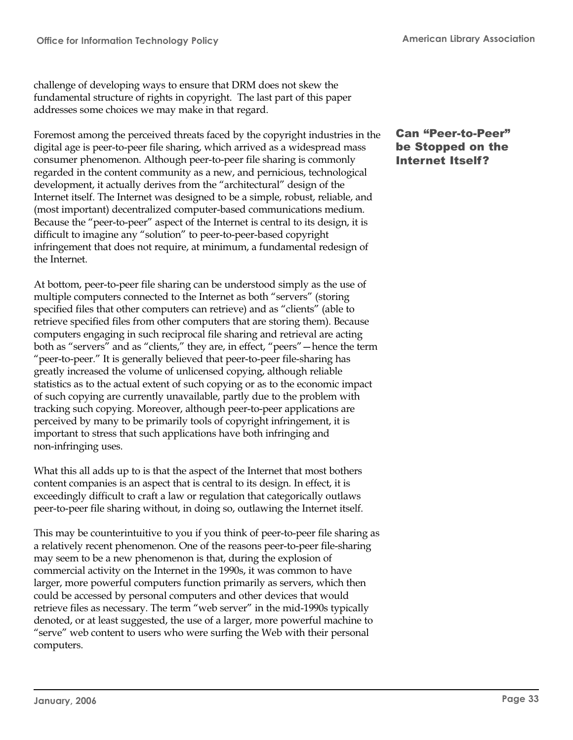challenge of developing ways to ensure that DRM does not skew the fundamental structure of rights in copyright. The last part of this paper addresses some choices we may make in that regard.

## Can "Peer-to-Peer" be Stopped on the Internet Itself?

Foremost among the perceived threats faced by the copyright industries in the digital age is peer-to-peer file sharing, which arrived as a widespread mass consumer phenomenon. Although peer-to-peer file sharing is commonly regarded in the content community as a new, and pernicious, technological development, it actually derives from the "architectural" design of the Internet itself. The Internet was designed to be a simple, robust, reliable, and (most important) decentralized computer-based communications medium. Because the "peer-to-peer" aspect of the Internet is central to its design, it is difficult to imagine any "solution" to peer-to-peer-based copyright infringement that does not require, at minimum, a fundamental redesign of the Internet.

At bottom, peer-to-peer file sharing can be understood simply as the use of multiple computers connected to the Internet as both "servers" (storing specified files that other computers can retrieve) and as "clients" (able to retrieve specified files from other computers that are storing them). Because computers engaging in such reciprocal file sharing and retrieval are acting both as "servers" and as "clients," they are, in effect, "peers"—hence the term "peer-to-peer." It is generally believed that peer-to-peer file-sharing has greatly increased the volume of unlicensed copying, although reliable statistics as to the actual extent of such copying or as to the economic impact of such copying are currently unavailable, partly due to the problem with tracking such copying. Moreover, although peer-to-peer applications are perceived by many to be primarily tools of copyright infringement, it is important to stress that such applications have both infringing and non-infringing uses.

What this all adds up to is that the aspect of the Internet that most bothers content companies is an aspect that is central to its design. In effect, it is exceedingly difficult to craft a law or regulation that categorically outlaws peer-to-peer file sharing without, in doing so, outlawing the Internet itself.

This may be counterintuitive to you if you think of peer-to-peer file sharing as a relatively recent phenomenon. One of the reasons peer-to-peer file-sharing may seem to be a new phenomenon is that, during the explosion of commercial activity on the Internet in the 1990s, it was common to have larger, more powerful computers function primarily as servers, which then could be accessed by personal computers and other devices that would retrieve files as necessary. The term "web server" in the mid-1990s typically denoted, or at least suggested, the use of a larger, more powerful machine to "serve" web content to users who were surfing the Web with their personal computers.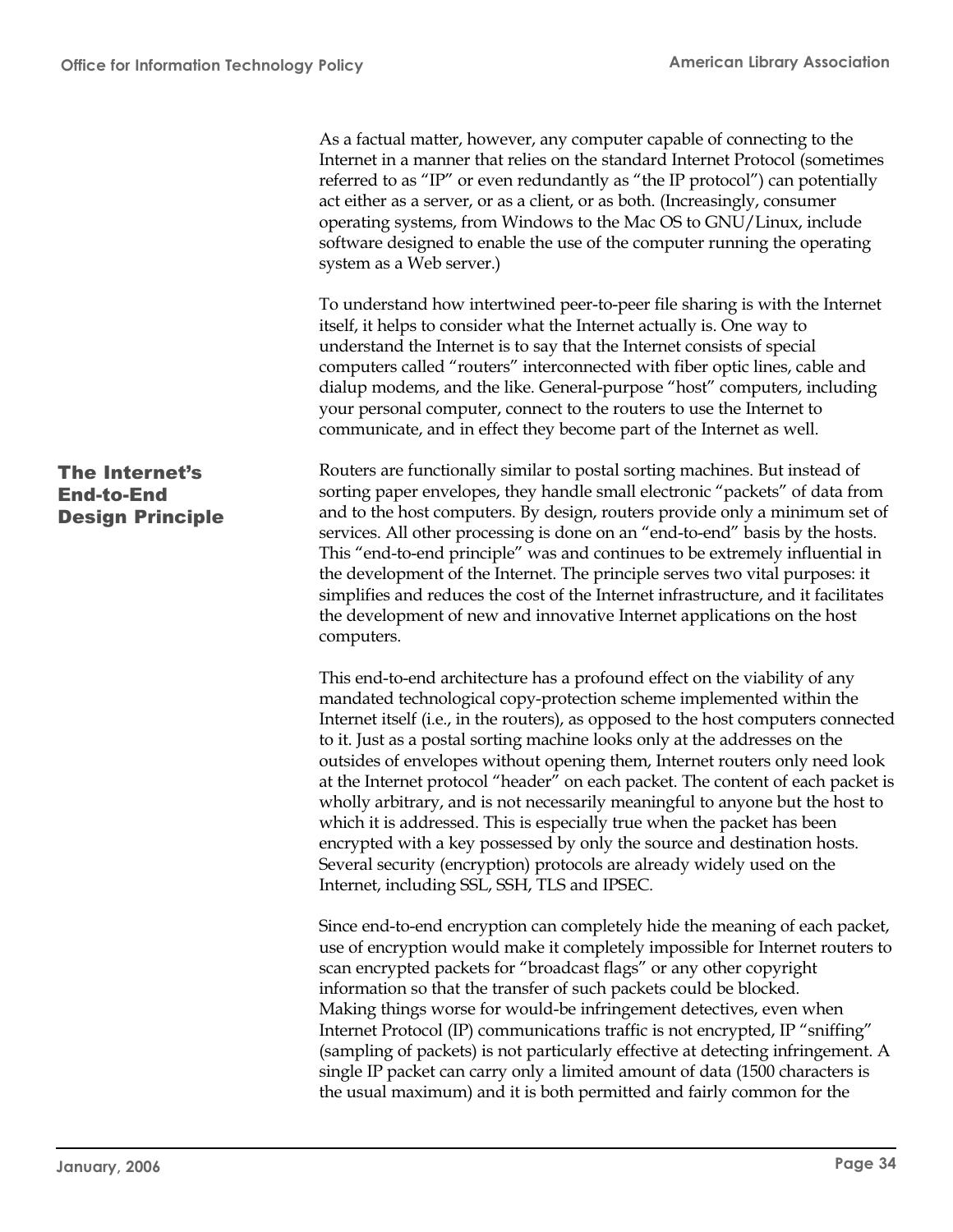As a factual matter, however, any computer capable of connecting to the Internet in a manner that relies on the standard Internet Protocol (sometimes referred to as "IP" or even redundantly as "the IP protocol") can potentially act either as a server, or as a client, or as both. (Increasingly, consumer operating systems, from Windows to the Mac OS to GNU/Linux, include software designed to enable the use of the computer running the operating system as a Web server.)

To understand how intertwined peer-to-peer file sharing is with the Internet itself, it helps to consider what the Internet actually is. One way to understand the Internet is to say that the Internet consists of special computers called "routers" interconnected with fiber optic lines, cable and dialup modems, and the like. General-purpose "host" computers, including your personal computer, connect to the routers to use the Internet to communicate, and in effect they become part of the Internet as well.

## The Internet's End-to-End Design Principle

Routers are functionally similar to postal sorting machines. But instead of sorting paper envelopes, they handle small electronic "packets" of data from and to the host computers. By design, routers provide only a minimum set of services. All other processing is done on an "end-to-end" basis by the hosts. This "end-to-end principle" was and continues to be extremely influential in the development of the Internet. The principle serves two vital purposes: it simplifies and reduces the cost of the Internet infrastructure, and it facilitates the development of new and innovative Internet applications on the host computers.

This end-to-end architecture has a profound effect on the viability of any mandated technological copy-protection scheme implemented within the Internet itself (i.e., in the routers), as opposed to the host computers connected to it. Just as a postal sorting machine looks only at the addresses on the outsides of envelopes without opening them, Internet routers only need look at the Internet protocol "header" on each packet. The content of each packet is wholly arbitrary, and is not necessarily meaningful to anyone but the host to which it is addressed. This is especially true when the packet has been encrypted with a key possessed by only the source and destination hosts. Several security (encryption) protocols are already widely used on the Internet, including SSL, SSH, TLS and IPSEC.

Since end-to-end encryption can completely hide the meaning of each packet, use of encryption would make it completely impossible for Internet routers to scan encrypted packets for "broadcast flags" or any other copyright information so that the transfer of such packets could be blocked. Making things worse for would-be infringement detectives, even when Internet Protocol (IP) communications traffic is not encrypted, IP "sniffing" (sampling of packets) is not particularly effective at detecting infringement. A single IP packet can carry only a limited amount of data (1500 characters is the usual maximum) and it is both permitted and fairly common for the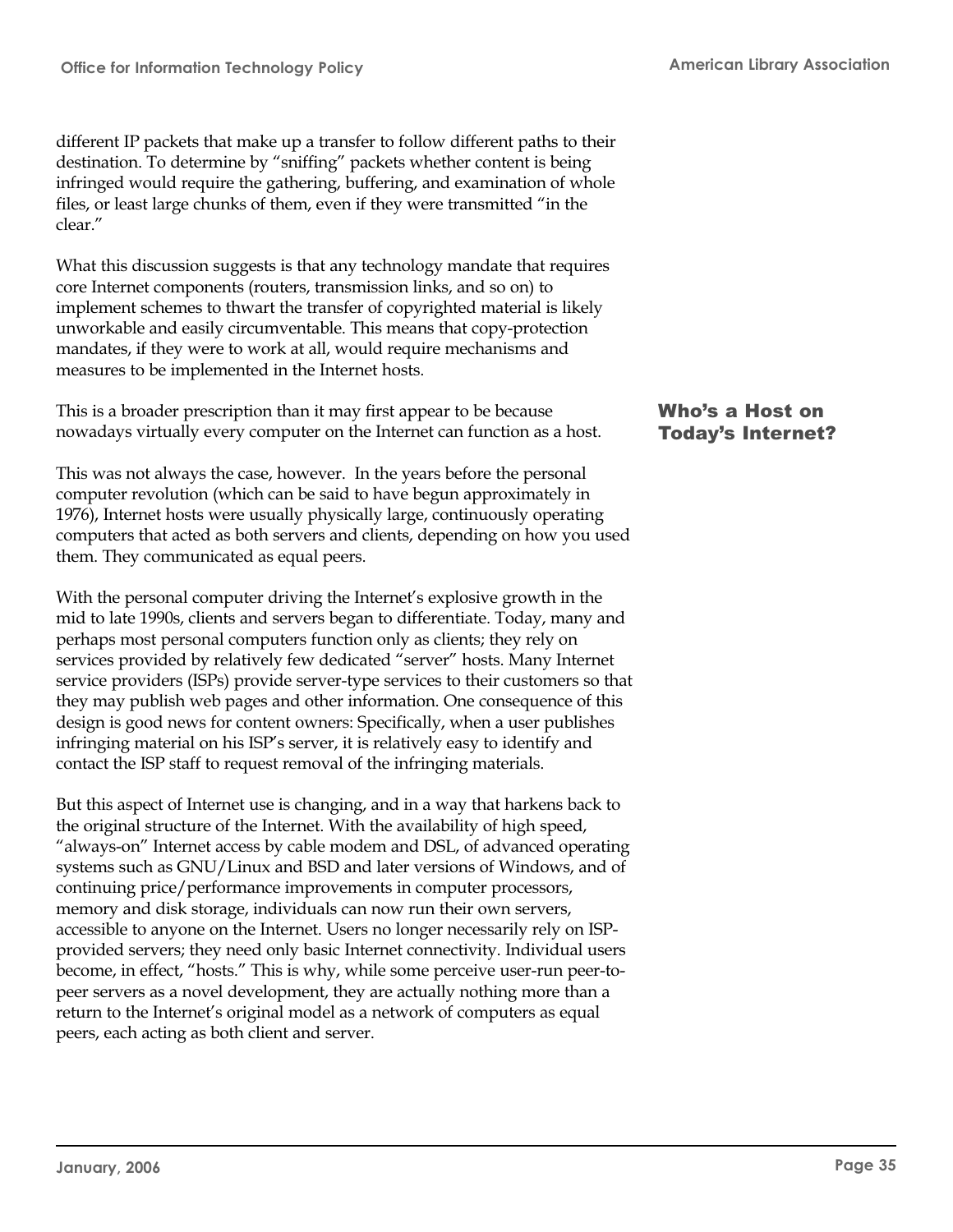different IP packets that make up a transfer to follow different paths to their destination. To determine by "sniffing" packets whether content is being infringed would require the gathering, buffering, and examination of whole files, or least large chunks of them, even if they were transmitted "in the clear."

What this discussion suggests is that any technology mandate that requires core Internet components (routers, transmission links, and so on) to implement schemes to thwart the transfer of copyrighted material is likely unworkable and easily circumventable. This means that copy-protection mandates, if they were to work at all, would require mechanisms and measures to be implemented in the Internet hosts.

## Who's a Host on Today's Internet?

This is a broader prescription than it may first appear to be because nowadays virtually every computer on the Internet can function as a host.

This was not always the case, however. In the years before the personal computer revolution (which can be said to have begun approximately in 1976), Internet hosts were usually physically large, continuously operating computers that acted as both servers and clients, depending on how you used them. They communicated as equal peers.

With the personal computer driving the Internet's explosive growth in the mid to late 1990s, clients and servers began to differentiate. Today, many and perhaps most personal computers function only as clients; they rely on services provided by relatively few dedicated "server" hosts. Many Internet service providers (ISPs) provide server-type services to their customers so that they may publish web pages and other information. One consequence of this design is good news for content owners: Specifically, when a user publishes infringing material on his ISP's server, it is relatively easy to identify and contact the ISP staff to request removal of the infringing materials.

But this aspect of Internet use is changing, and in a way that harkens back to the original structure of the Internet. With the availability of high speed, "always-on" Internet access by cable modem and DSL, of advanced operating systems such as GNU/Linux and BSD and later versions of Windows, and of continuing price/performance improvements in computer processors, memory and disk storage, individuals can now run their own servers, accessible to anyone on the Internet. Users no longer necessarily rely on ISP-provided servers; they need only basic Internet connectivity. Individual users become, in effect, "hosts." This is why, while some perceive user-run peer-to-peer servers as a novel development, they are actually nothing more than a return to the Internet's original model as a network of computers as equal peers, each acting as both client and server.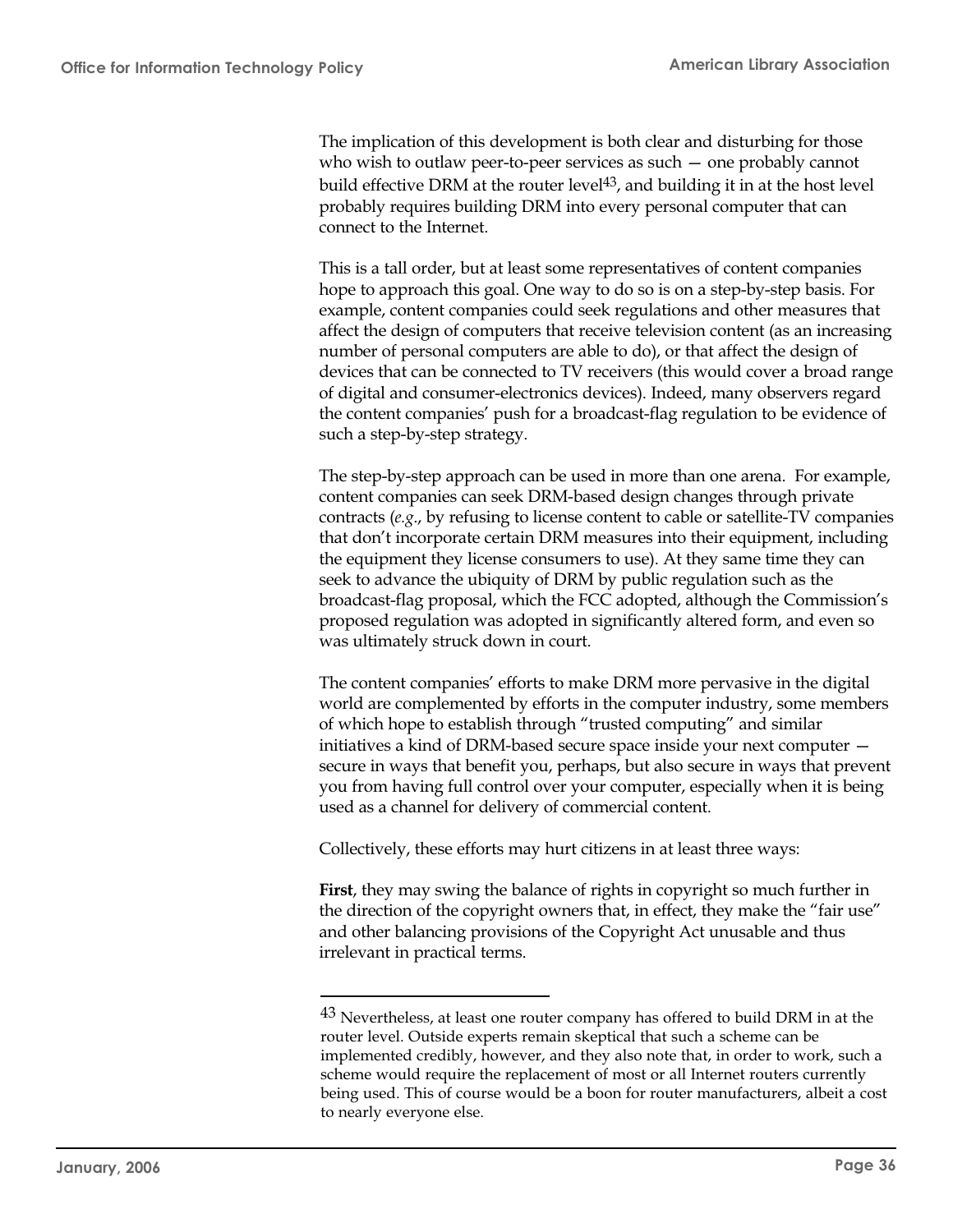The implication of this development is both clear and disturbing for those who wish to outlaw peer-to-peer services as such — one probably cannot build effective DRM at the router level[43], and building it in at the host level probably requires building DRM into every personal computer that can connect to the Internet.

This is a tall order, but at least some representatives of content companies hope to approach this goal. One way to do so is on a step-by-step basis. For example, content companies could seek regulations and other measures that affect the design of computers that receive television content (as an increasing number of personal computers are able to do), or that affect the design of devices that can be connected to TV receivers (this would cover a broad range of digital and consumer-electronics devices). Indeed, many observers regard the content companies' push for a broadcast-flag regulation to be evidence of such a step-by-step strategy.

The step-by-step approach can be used in more than one arena. For example, content companies can seek DRM-based design changes through private contracts (*e.g.*, by refusing to license content to cable or satellite-TV companies that don't incorporate certain DRM measures into their equipment, including the equipment they license consumers to use). At they same time they can seek to advance the ubiquity of DRM by public regulation such as the broadcast-flag proposal, which the FCC adopted, although the Commission's proposed regulation was adopted in significantly altered form, and even so was ultimately struck down in court.

The content companies' efforts to make DRM more pervasive in the digital world are complemented by efforts in the computer industry, some members of which hope to establish through "trusted computing" and similar initiatives a kind of DRM-based secure space inside your next computer — secure in ways that benefit you, perhaps, but also secure in ways that prevent you from having full control over your computer, especially when it is being used as a channel for delivery of commercial content.

Collectively, these efforts may hurt citizens in at least three ways:

**First**, they may swing the balance of rights in copyright so much further in the direction of the copyright owners that, in effect, they make the "fair use" and other balancing provisions of the Copyright Act unusable and thus irrelevant in practical terms.

---

[43] Nevertheless, at least one router company has offered to build DRM in at the router level. Outside experts remain skeptical that such a scheme can be implemented credibly, however, and they also note that, in order to work, such a scheme would require the replacement of most or all Internet routers currently being used. This of course would be a boon for router manufacturers, albeit a cost to nearly everyone else.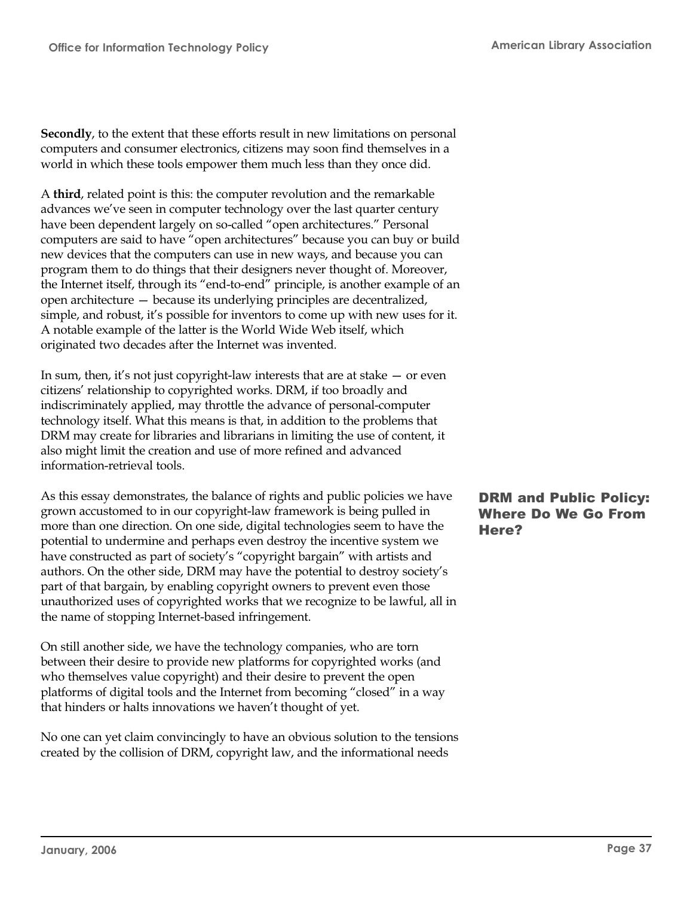**Secondly**, to the extent that these efforts result in new limitations on personal computers and consumer electronics, citizens may soon find themselves in a world in which these tools empower them much less than they once did.

A **third**, related point is this: the computer revolution and the remarkable advances we've seen in computer technology over the last quarter century have been dependent largely on so-called "open architectures." Personal computers are said to have "open architectures" because you can buy or build new devices that the computers can use in new ways, and because you can program them to do things that their designers never thought of. Moreover, the Internet itself, through its "end-to-end" principle, is another example of an open architecture — because its underlying principles are decentralized, simple, and robust, it's possible for inventors to come up with new uses for it. A notable example of the latter is the World Wide Web itself, which originated two decades after the Internet was invented.

In sum, then, it's not just copyright-law interests that are at stake — or even citizens' relationship to copyrighted works. DRM, if too broadly and indiscriminately applied, may throttle the advance of personal-computer technology itself. What this means is that, in addition to the problems that DRM may create for libraries and librarians in limiting the use of content, it also might limit the creation and use of more refined and advanced information-retrieval tools.

## DRM and Public Policy: Where Do We Go From Here?

As this essay demonstrates, the balance of rights and public policies we have grown accustomed to in our copyright-law framework is being pulled in more than one direction. On one side, digital technologies seem to have the potential to undermine and perhaps even destroy the incentive system we have constructed as part of society's "copyright bargain" with artists and authors. On the other side, DRM may have the potential to destroy society's part of that bargain, by enabling copyright owners to prevent even those unauthorized uses of copyrighted works that we recognize to be lawful, all in the name of stopping Internet-based infringement.

On still another side, we have the technology companies, who are torn between their desire to provide new platforms for copyrighted works (and who themselves value copyright) and their desire to prevent the open platforms of digital tools and the Internet from becoming "closed" in a way that hinders or halts innovations we haven't thought of yet.

No one can yet claim convincingly to have an obvious solution to the tensions created by the collision of DRM, copyright law, and the informational needs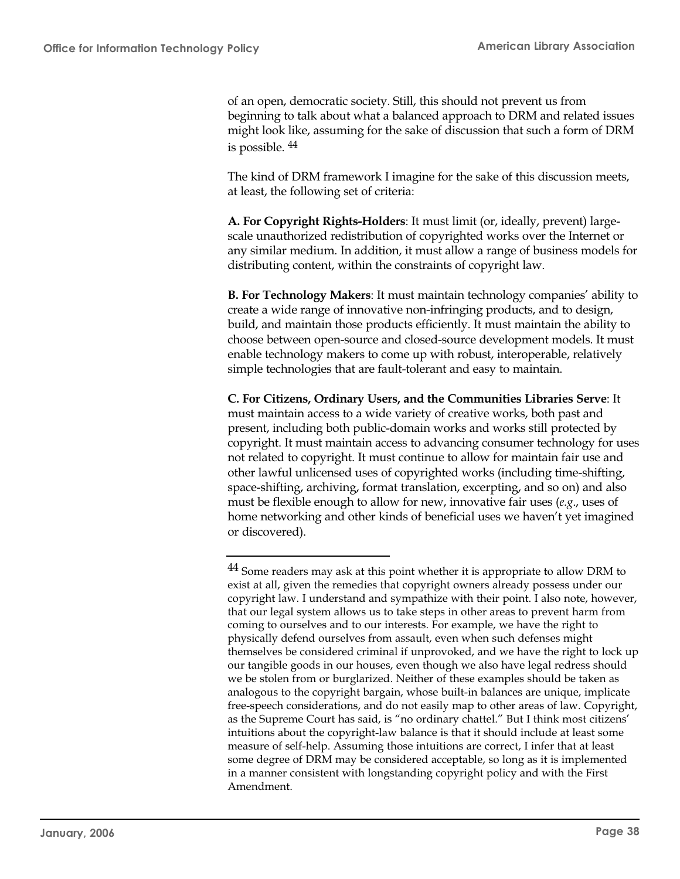of an open, democratic society. Still, this should not prevent us from beginning to talk about what a balanced approach to DRM and related issues might look like, assuming for the sake of discussion that such a form of DRM is possible. [44]

The kind of DRM framework I imagine for the sake of this discussion meets, at least, the following set of criteria:

**A. For Copyright Rights-Holders**: It must limit (or, ideally, prevent) large-scale unauthorized redistribution of copyrighted works over the Internet or any similar medium. In addition, it must allow a range of business models for distributing content, within the constraints of copyright law.

**B. For Technology Makers**: It must maintain technology companies' ability to create a wide range of innovative non-infringing products, and to design, build, and maintain those products efficiently. It must maintain the ability to choose between open-source and closed-source development models. It must enable technology makers to come up with robust, interoperable, relatively simple technologies that are fault-tolerant and easy to maintain.

**C. For Citizens, Ordinary Users, and the Communities Libraries Serve**: It must maintain access to a wide variety of creative works, both past and present, including both public-domain works and works still protected by copyright. It must maintain access to advancing consumer technology for uses not related to copyright. It must continue to allow for maintain fair use and other lawful unlicensed uses of copyrighted works (including time-shifting, space-shifting, archiving, format translation, excerpting, and so on) and also must be flexible enough to allow for new, innovative fair uses (*e.g.*, uses of home networking and other kinds of beneficial uses we haven't yet imagined or discovered).

---

[44] Some readers may ask at this point whether it is appropriate to allow DRM to exist at all, given the remedies that copyright owners already possess under our copyright law. I understand and sympathize with their point. I also note, however, that our legal system allows us to take steps in other areas to prevent harm from coming to ourselves and to our interests. For example, we have the right to physically defend ourselves from assault, even when such defenses might themselves be considered criminal if unprovoked, and we have the right to lock up our tangible goods in our houses, even though we also have legal redress should we be stolen from or burglarized. Neither of these examples should be taken as analogous to the copyright bargain, whose built-in balances are unique, implicate free-speech considerations, and do not easily map to other areas of law. Copyright, as the Supreme Court has said, is "no ordinary chattel." But I think most citizens' intuitions about the copyright-law balance is that it should include at least some measure of self-help. Assuming those intuitions are correct, I infer that at least some degree of DRM may be considered acceptable, so long as it is implemented in a manner consistent with longstanding copyright policy and with the First Amendment.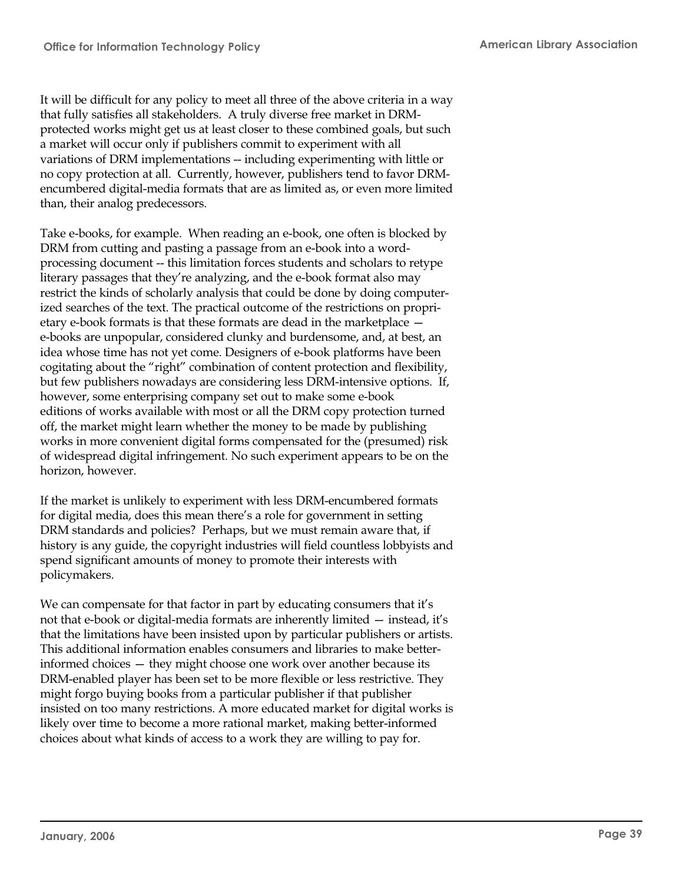It will be difficult for any policy to meet all three of the above criteria in a way that fully satisfies all stakeholders. A truly diverse free market in DRM-protected works might get us at least closer to these combined goals, but such a market will occur only if publishers commit to experiment with all variations of DRM implementations -- including experimenting with little or no copy protection at all. Currently, however, publishers tend to favor DRM-encumbered digital-media formats that are as limited as, or even more limited than, their analog predecessors.

Take e-books, for example. When reading an e-book, one often is blocked by DRM from cutting and pasting a passage from an e-book into a word-processing document -- this limitation forces students and scholars to retype literary passages that they're analyzing, and the e-book format also may restrict the kinds of scholarly analysis that could be done by doing computerized searches of the text. The practical outcome of the restrictions on proprietary e-book formats is that these formats are dead in the marketplace — e-books are unpopular, considered clunky and burdensome, and, at best, an idea whose time has not yet come. Designers of e-book platforms have been cogitating about the "right" combination of content protection and flexibility, but few publishers nowadays are considering less DRM-intensive options. If, however, some enterprising company set out to make some e-book editions of works available with most or all the DRM copy protection turned off, the market might learn whether the money to be made by publishing works in more convenient digital forms compensated for the (presumed) risk of widespread digital infringement. No such experiment appears to be on the horizon, however.

If the market is unlikely to experiment with less DRM-encumbered formats for digital media, does this mean there's a role for government in setting DRM standards and policies? Perhaps, but we must remain aware that, if history is any guide, the copyright industries will field countless lobbyists and spend significant amounts of money to promote their interests with policymakers.

We can compensate for that factor in part by educating consumers that it's not that e-book or digital-media formats are inherently limited — instead, it's that the limitations have been insisted upon by particular publishers or artists. This additional information enables consumers and libraries to make better-informed choices — they might choose one work over another because its DRM-enabled player has been set to be more flexible or less restrictive. They might forgo buying books from a particular publisher if that publisher insisted on too many restrictions. A more educated market for digital works is likely over time to become a more rational market, making better-informed choices about what kinds of access to a work they are willing to pay for.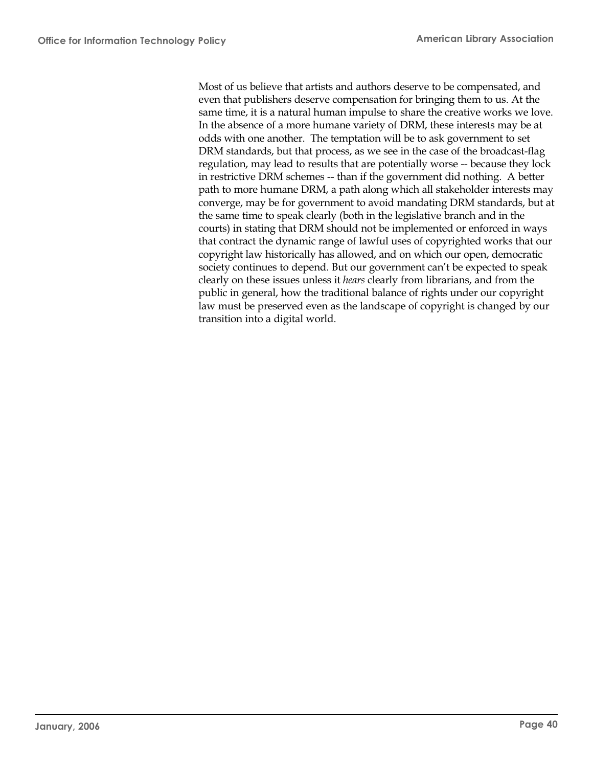Most of us believe that artists and authors deserve to be compensated, and even that publishers deserve compensation for bringing them to us. At the same time, it is a natural human impulse to share the creative works we love. In the absence of a more humane variety of DRM, these interests may be at odds with one another. The temptation will be to ask government to set DRM standards, but that process, as we see in the case of the broadcast-flag regulation, may lead to results that are potentially worse -- because they lock in restrictive DRM schemes -- than if the government did nothing. A better path to more humane DRM, a path along which all stakeholder interests may converge, may be for government to avoid mandating DRM standards, but at the same time to speak clearly (both in the legislative branch and in the courts) in stating that DRM should not be implemented or enforced in ways that contract the dynamic range of lawful uses of copyrighted works that our copyright law historically has allowed, and on which our open, democratic society continues to depend. But our government can't be expected to speak clearly on these issues unless it *hears* clearly from librarians, and from the public in general, how the traditional balance of rights under our copyright law must be preserved even as the landscape of copyright is changed by our transition into a digital world.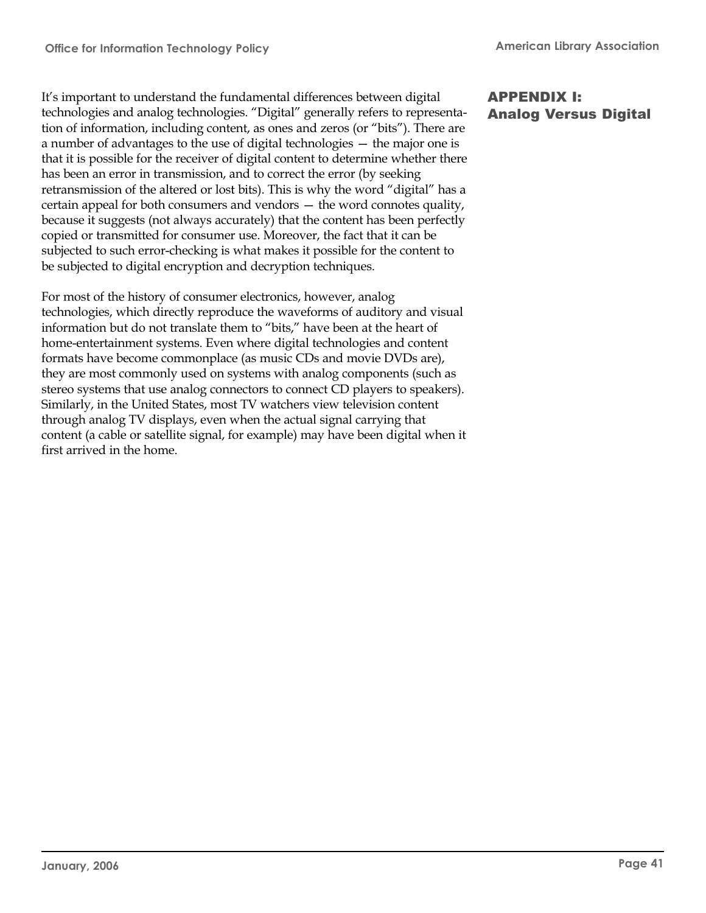## APPENDIX I: Analog Versus Digital

It's important to understand the fundamental differences between digital technologies and analog technologies. "Digital" generally refers to representation of information, including content, as ones and zeros (or "bits"). There are a number of advantages to the use of digital technologies — the major one is that it is possible for the receiver of digital content to determine whether there has been an error in transmission, and to correct the error (by seeking retransmission of the altered or lost bits). This is why the word "digital" has a certain appeal for both consumers and vendors — the word connotes quality, because it suggests (not always accurately) that the content has been perfectly copied or transmitted for consumer use. Moreover, the fact that it can be subjected to such error-checking is what makes it possible for the content to be subjected to digital encryption and decryption techniques.

For most of the history of consumer electronics, however, analog technologies, which directly reproduce the waveforms of auditory and visual information but do not translate them to "bits," have been at the heart of home-entertainment systems. Even where digital technologies and content formats have become commonplace (as music CDs and movie DVDs are), they are most commonly used on systems with analog components (such as stereo systems that use analog connectors to connect CD players to speakers). Similarly, in the United States, most TV watchers view television content through analog TV displays, even when the actual signal carrying that content (a cable or satellite signal, for example) may have been digital when it first arrived in the home.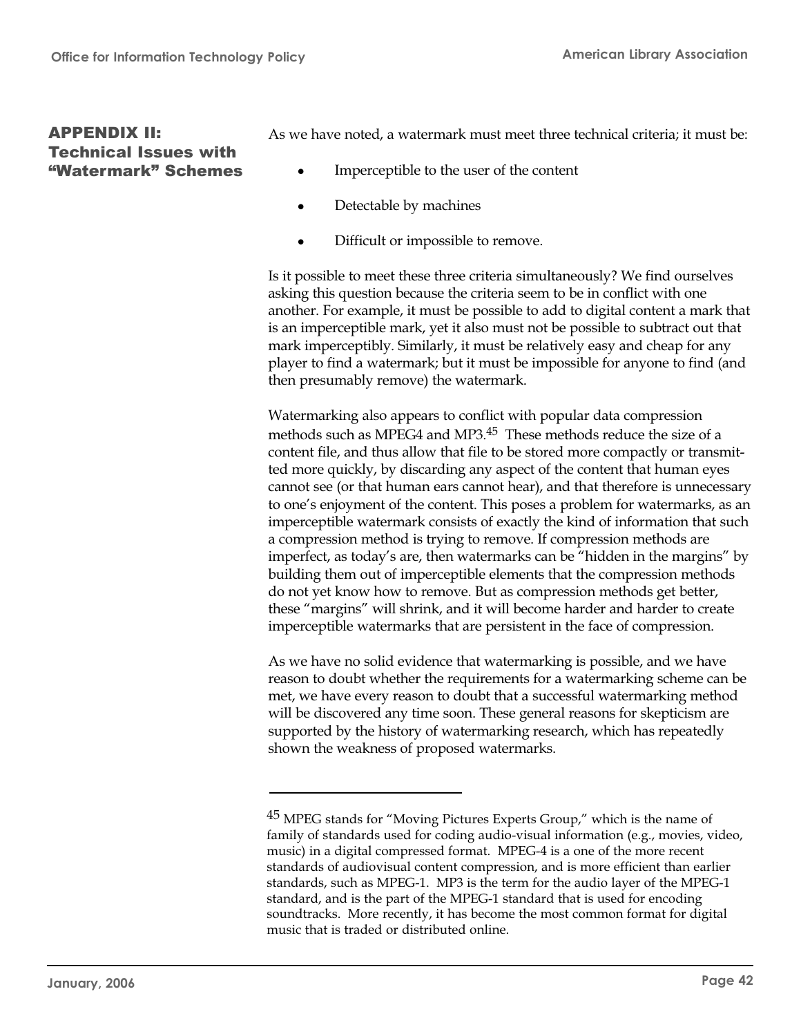## APPENDIX II: Technical Issues with "Watermark" Schemes

As we have noted, a watermark must meet three technical criteria; it must be:

- Imperceptible to the user of the content
- Detectable by machines
- Difficult or impossible to remove.

Is it possible to meet these three criteria simultaneously? We find ourselves asking this question because the criteria seem to be in conflict with one another. For example, it must be possible to add to digital content a mark that is an imperceptible mark, yet it also must not be possible to subtract out that mark imperceptibly. Similarly, it must be relatively easy and cheap for any player to find a watermark; but it must be impossible for anyone to find (and then presumably remove) the watermark.

Watermarking also appears to conflict with popular data compression methods such as MPEG4 and MP3.[45] These methods reduce the size of a content file, and thus allow that file to be stored more compactly or transmitted more quickly, by discarding any aspect of the content that human eyes cannot see (or that human ears cannot hear), and that therefore is unnecessary to one's enjoyment of the content. This poses a problem for watermarks, as an imperceptible watermark consists of exactly the kind of information that such a compression method is trying to remove. If compression methods are imperfect, as today's are, then watermarks can be "hidden in the margins" by building them out of imperceptible elements that the compression methods do not yet know how to remove. But as compression methods get better, these "margins" will shrink, and it will become harder and harder to create imperceptible watermarks that are persistent in the face of compression.

As we have no solid evidence that watermarking is possible, and we have reason to doubt whether the requirements for a watermarking scheme can be met, we have every reason to doubt that a successful watermarking method will be discovered any time soon. These general reasons for skepticism are supported by the history of watermarking research, which has repeatedly shown the weakness of proposed watermarks.

---

[45] MPEG stands for "Moving Pictures Experts Group," which is the name of family of standards used for coding audio-visual information (e.g., movies, video, music) in a digital compressed format. MPEG-4 is a one of the more recent standards of audiovisual content compression, and is more efficient than earlier standards, such as MPEG-1. MP3 is the term for the audio layer of the MPEG-1 standard, and is the part of the MPEG-1 standard that is used for encoding soundtracks. More recently, it has become the most common format for digital music that is traded or distributed online.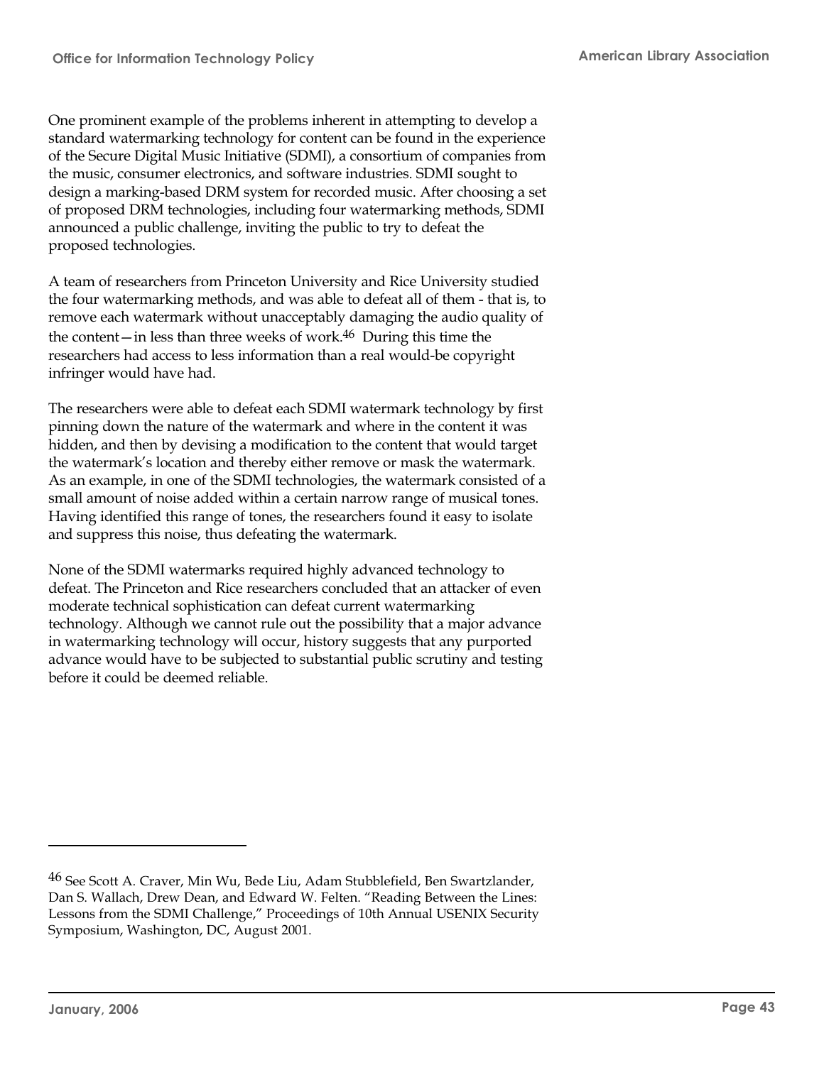One prominent example of the problems inherent in attempting to develop a standard watermarking technology for content can be found in the experience of the Secure Digital Music Initiative (SDMI), a consortium of companies from the music, consumer electronics, and software industries. SDMI sought to design a marking-based DRM system for recorded music. After choosing a set of proposed DRM technologies, including four watermarking methods, SDMI announced a public challenge, inviting the public to try to defeat the proposed technologies.

A team of researchers from Princeton University and Rice University studied the four watermarking methods, and was able to defeat all of them - that is, to remove each watermark without unacceptably damaging the audio quality of the content—in less than three weeks of work.[46] During this time the researchers had access to less information than a real would-be copyright infringer would have had.

The researchers were able to defeat each SDMI watermark technology by first pinning down the nature of the watermark and where in the content it was hidden, and then by devising a modification to the content that would target the watermark's location and thereby either remove or mask the watermark. As an example, in one of the SDMI technologies, the watermark consisted of a small amount of noise added within a certain narrow range of musical tones. Having identified this range of tones, the researchers found it easy to isolate and suppress this noise, thus defeating the watermark.

None of the SDMI watermarks required highly advanced technology to defeat. The Princeton and Rice researchers concluded that an attacker of even moderate technical sophistication can defeat current watermarking technology. Although we cannot rule out the possibility that a major advance in watermarking technology will occur, history suggests that any purported advance would have to be subjected to substantial public scrutiny and testing before it could be deemed reliable.

---

[46] See Scott A. Craver, Min Wu, Bede Liu, Adam Stubblefield, Ben Swartzlander, Dan S. Wallach, Drew Dean, and Edward W. Felten. "Reading Between the Lines: Lessons from the SDMI Challenge," Proceedings of 10th Annual USENIX Security Symposium, Washington, DC, August 2001.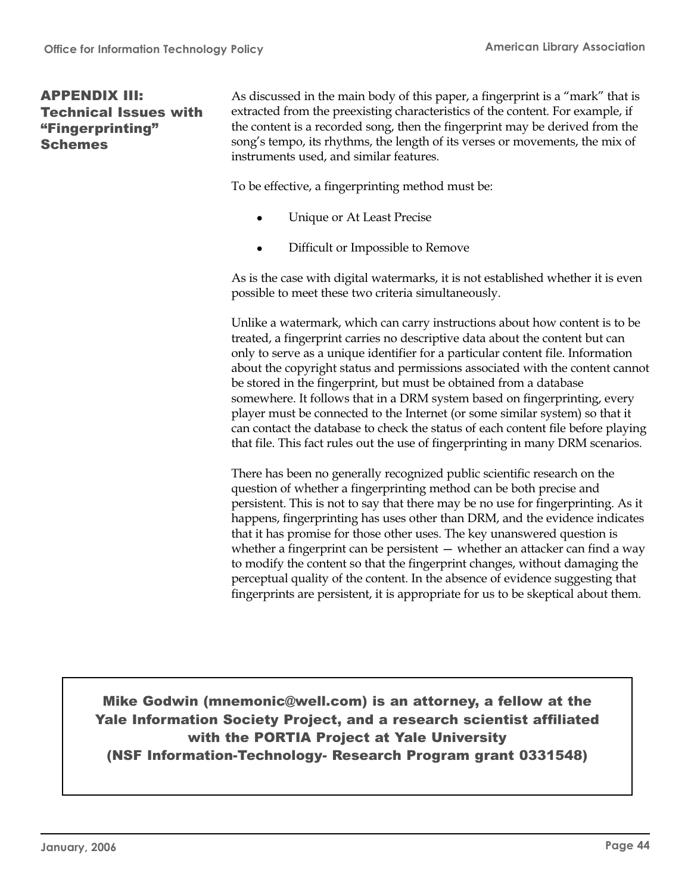## APPENDIX III: Technical Issues with "Fingerprinting" Schemes

As discussed in the main body of this paper, a fingerprint is a "mark" that is extracted from the preexisting characteristics of the content. For example, if the content is a recorded song, then the fingerprint may be derived from the song's tempo, its rhythms, the length of its verses or movements, the mix of instruments used, and similar features.

To be effective, a fingerprinting method must be:

- Unique or At Least Precise
- Difficult or Impossible to Remove

As is the case with digital watermarks, it is not established whether it is even possible to meet these two criteria simultaneously.

Unlike a watermark, which can carry instructions about how content is to be treated, a fingerprint carries no descriptive data about the content but can only to serve as a unique identifier for a particular content file. Information about the copyright status and permissions associated with the content cannot be stored in the fingerprint, but must be obtained from a database somewhere. It follows that in a DRM system based on fingerprinting, every player must be connected to the Internet (or some similar system) so that it can contact the database to check the status of each content file before playing that file. This fact rules out the use of fingerprinting in many DRM scenarios.

There has been no generally recognized public scientific research on the question of whether a fingerprinting method can be both precise and persistent. This is not to say that there may be no use for fingerprinting. As it happens, fingerprinting has uses other than DRM, and the evidence indicates that it has promise for those other uses. The key unanswered question is whether a fingerprint can be persistent — whether an attacker can find a way to modify the content so that the fingerprint changes, without damaging the perceptual quality of the content. In the absence of evidence suggesting that fingerprints are persistent, it is appropriate for us to be skeptical about them.

**Mike Godwin (mnemonic@well.com) is an attorney, a fellow at the Yale Information Society Project, and a research scientist affiliated with the PORTIA Project at Yale University (NSF Information-Technology- Research Program grant 0331548)**